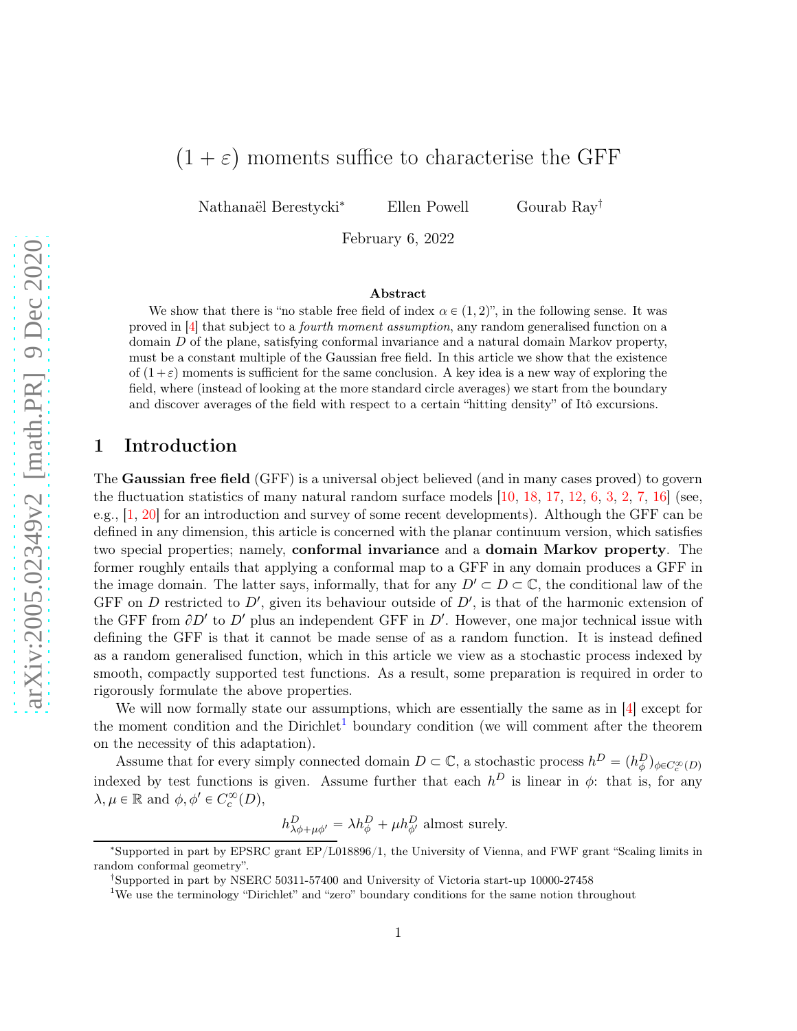# $(1 + \varepsilon)$ moments suffice to characterise the GFF

Nathanaël Berestycki[*] Ellen Powell Gourab Ray[†]

February 6, 2022

### Abstract

We show that there is "no stable free field of index $\alpha \in (1, 2)$", in the following sense. It was proved in [4] that subject to a *fourth moment assumption*, any random generalised function on a domain $D$ of the plane, satisfying conformal invariance and a natural domain Markov property, must be a constant multiple of the Gaussian free field. In this article we show that the existence of $(1+\varepsilon)$ moments is sufficient for the same conclusion. A key idea is a new way of exploring the field, where (instead of looking at the more standard circle averages) we start from the boundary and discover averages of the field with respect to a certain "hitting density" of Itô excursions.

## 1 Introduction

The **Gaussian free field** (GFF) is a universal object believed (and in many cases proved) to govern the fluctuation statistics of many natural random surface models [10, 18, 17, 12, 6, 3, 2, 7, 16] (see, e.g., [1, 20] for an introduction and survey of some recent developments). Although the GFF can be defined in any dimension, this article is concerned with the planar continuum version, which satisfies two special properties; namely, **conformal invariance** and a **domain Markov property**. The former roughly entails that applying a conformal map to a GFF in any domain produces a GFF in the image domain. The latter says, informally, that for any $D' \subset D \subset \mathbb{C}$, the conditional law of the GFF on $D$ restricted to $D'$, given its behaviour outside of $D'$, is that of the harmonic extension of the GFF from $\partial D'$ to $D'$ plus an independent GFF in $D'$. However, one major technical issue with defining the GFF is that it cannot be made sense of as a random function. It is instead defined as a random generalised function, which in this article we view as a stochastic process indexed by smooth, compactly supported test functions. As a result, some preparation is required in order to rigorously formulate the above properties.

We will now formally state our assumptions, which are essentially the same as in [4] except for the moment condition and the Dirichlet[1] boundary condition (we will comment after the theorem on the necessity of this adaptation).

Assume that for every simply connected domain $D \subset \mathbb{C}$, a stochastic process $h^D = (h^D_\phi)_{\phi \in C_c^\infty(D)}$ indexed by test functions is given. Assume further that each $h^D$ is linear in $\phi$: that is, for any $\lambda, \mu \in \mathbb{R}$ and $\phi, \phi' \in C_c^\infty(D)$,

$$h^D_{\lambda\phi+\mu\phi'} = \lambda h^D_\phi + \mu h^D_{\phi'} \text{ almost surely.}$$

---

[*] Supported in part by EPSRC grant EP/L018896/1, the University of Vienna, and FWF grant "Scaling limits in random conformal geometry".

[†] Supported in part by NSERC 50311-57400 and University of Victoria start-up 10000-27458

[1] We use the terminology "Dirichlet" and "zero" boundary conditions for the same notion throughout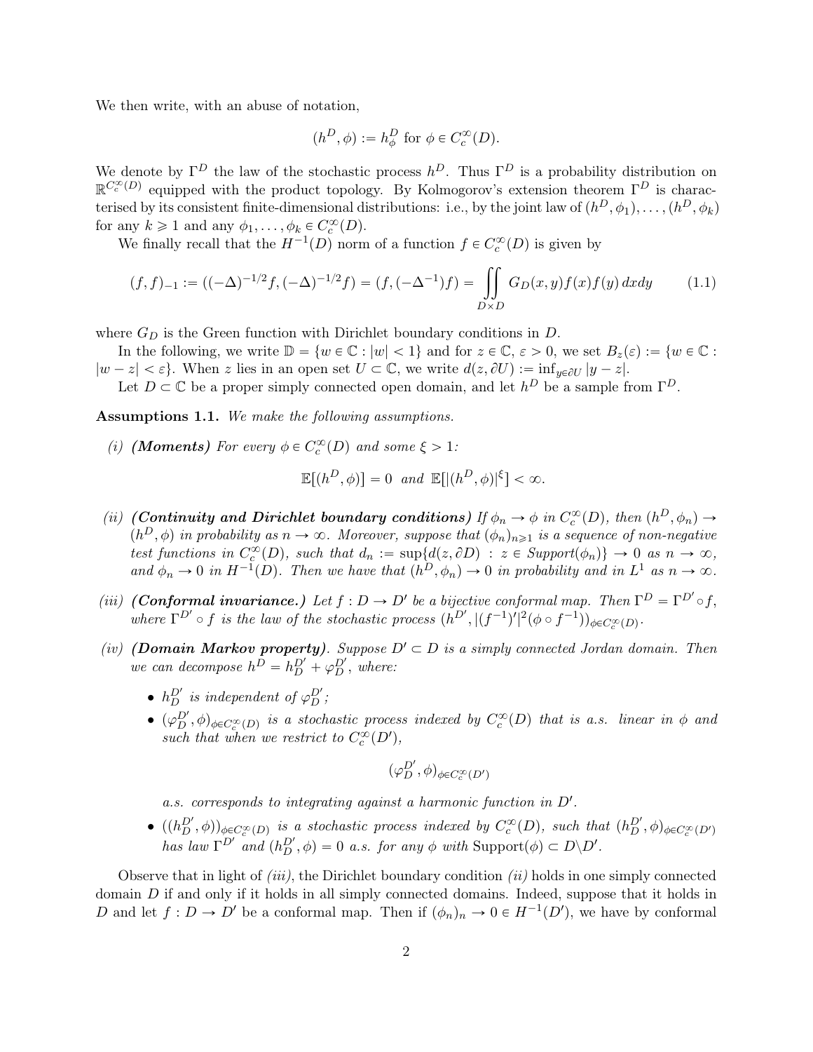We then write, with an abuse of notation,

$$(h^D, \phi) := h^D_\phi \text{ for } \phi \in C_c^\infty(D).$$

We denote by $\Gamma^D$ the law of the stochastic process $h^D$. Thus $\Gamma^D$ is a probability distribution on $\mathbb{R}^{C_c^\infty(D)}$ equipped with the product topology. By Kolmogorov's extension theorem $\Gamma^D$ is characterised by its consistent finite-dimensional distributions: i.e., by the joint law of $(h^D, \phi_1), \ldots, (h^D, \phi_k)$ for any $k \geqslant 1$ and any $\phi_1, \ldots, \phi_k \in C_c^\infty(D)$.

We finally recall that the $H^{-1}(D)$ norm of a function $f \in C_c^\infty(D)$ is given by

$$(f, f)_{-1} := ((-\Delta)^{-1/2} f, (-\Delta)^{-1/2} f) = (f, (-\Delta^{-1}) f) = \iint\limits_{D \times D} G_D(x, y) f(x) f(y)\, dx dy \tag{1.1}$$

where $G_D$ is the Green function with Dirichlet boundary conditions in $D$.

In the following, we write $\mathbb{D} = \{w \in \mathbb{C} : |w| < 1\}$ and for $z \in \mathbb{C}$, $\varepsilon > 0$, we set $B_z(\varepsilon) := \{w \in \mathbb{C} : |w - z| < \varepsilon\}$. When $z$ lies in an open set $U \subset \mathbb{C}$, we write $d(z, \partial U) := \inf_{y \in \partial U} |y - z|$.

Let $D \subset \mathbb{C}$ be a proper simply connected open domain, and let $h^D$ be a sample from $\Gamma^D$.

**Assumptions 1.1.** *We make the following assumptions.*

*(i)* ***(Moments)*** *For every $\phi \in C_c^\infty(D)$ and some $\xi > 1$:*

$$\mathbb{E}[(h^D, \phi)] = 0 \ \text{ and } \ \mathbb{E}[|(h^D, \phi)|^\xi] < \infty.$$

*(ii)* ***(Continuity and Dirichlet boundary conditions)*** *If $\phi_n \to \phi$ in $C_c^\infty(D)$, then $(h^D, \phi_n) \to (h^D, \phi)$ in probability as $n \to \infty$. Moreover, suppose that $(\phi_n)_{n \geqslant 1}$ is a sequence of non-negative test functions in $C_c^\infty(D)$, such that $d_n := \sup\{d(z, \partial D) : z \in \text{Support}(\phi_n)\} \to 0$ as $n \to \infty$, and $\phi_n \to 0$ in $H^{-1}(D)$. Then we have that $(h^D, \phi_n) \to 0$ in probability and in $L^1$ as $n \to \infty$.*

*(iii)* ***(Conformal invariance.)*** *Let $f : D \to D'$ be a bijective conformal map. Then $\Gamma^D = \Gamma^{D'} \circ f$, where $\Gamma^{D'} \circ f$ is the law of the stochastic process $(h^{D'}, |(f^{-1})'|^2 (\phi \circ f^{-1}))_{\phi \in C_c^\infty(D)}$.*

*(iv)* ***(Domain Markov property)****. Suppose $D' \subset D$ is a simply connected Jordan domain. Then we can decompose $h^D = h^{D'}_D + \varphi^{D'}_D$, where:*

- *$h^{D'}_D$ is independent of $\varphi^{D'}_D$;*
- *$(\varphi^{D'}_D, \phi)_{\phi \in C_c^\infty(D)}$ is a stochastic process indexed by $C_c^\infty(D)$ that is a.s. linear in $\phi$ and such that when we restrict to $C_c^\infty(D')$,*

$$(\varphi^{D'}_D, \phi)_{\phi \in C_c^\infty(D')}$$

*a.s. corresponds to integrating against a harmonic function in $D'$.*

- *$((h^{D'}_D, \phi))_{\phi \in C_c^\infty(D)}$ is a stochastic process indexed by $C_c^\infty(D)$, such that $(h^{D'}_D, \phi)_{\phi \in C_c^\infty(D')}$ has law $\Gamma^{D'}$ and $(h^{D'}_D, \phi) = 0$ a.s. for any $\phi$ with $\text{Support}(\phi) \subset D \backslash D'$.*

Observe that in light of *(iii)*, the Dirichlet boundary condition *(ii)* holds in one simply connected domain $D$ if and only if it holds in all simply connected domains. Indeed, suppose that it holds in $D$ and let $f : D \to D'$ be a conformal map. Then if $(\phi_n)_n \to 0 \in H^{-1}(D')$, we have by conformal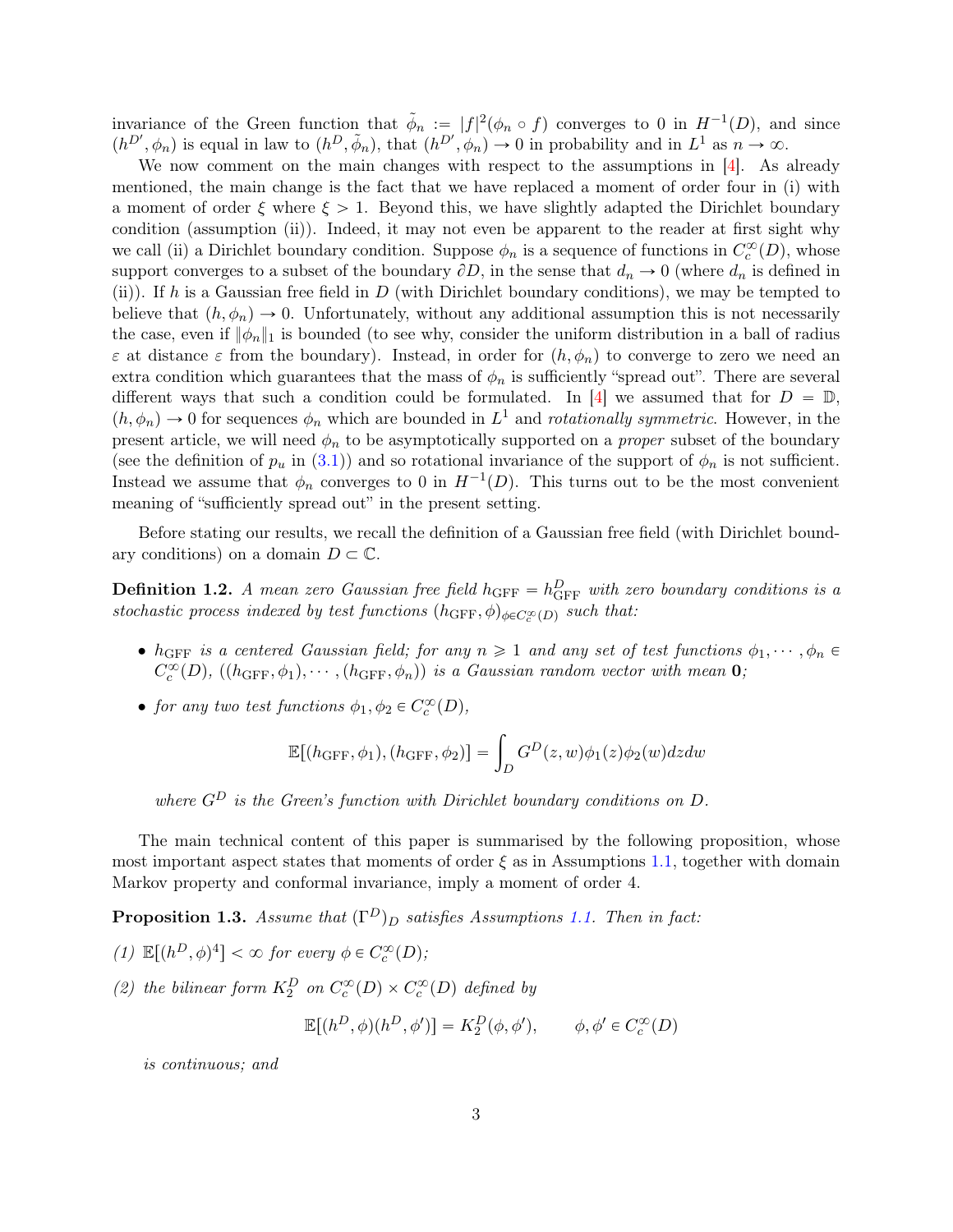invariance of the Green function that $\tilde{\phi}_n := |f|^2(\phi_n \circ f)$ converges to 0 in $H^{-1}(D)$, and since $(h^{D'}, \phi_n)$ is equal in law to $(h^D, \tilde{\phi}_n)$, that $(h^{D'}, \phi_n) \to 0$ in probability and in $L^1$ as $n \to \infty$.

We now comment on the main changes with respect to the assumptions in [4]. As already mentioned, the main change is the fact that we have replaced a moment of order four in (i) with a moment of order $\xi$ where $\xi > 1$. Beyond this, we have slightly adapted the Dirichlet boundary condition (assumption (ii)). Indeed, it may not even be apparent to the reader at first sight why we call (ii) a Dirichlet boundary condition. Suppose $\phi_n$ is a sequence of functions in $C_c^\infty(D)$, whose support converges to a subset of the boundary $\partial D$, in the sense that $d_n \to 0$ (where $d_n$ is defined in (ii)). If $h$ is a Gaussian free field in $D$ (with Dirichlet boundary conditions), we may be tempted to believe that $(h, \phi_n) \to 0$. Unfortunately, without any additional assumption this is not necessarily the case, even if $\|\phi_n\|_1$ is bounded (to see why, consider the uniform distribution in a ball of radius $\varepsilon$ at distance $\varepsilon$ from the boundary). Instead, in order for $(h, \phi_n)$ to converge to zero we need an extra condition which guarantees that the mass of $\phi_n$ is sufficiently "spread out". There are several different ways that such a condition could be formulated. In [4] we assumed that for $D = \mathbb{D}$, $(h, \phi_n) \to 0$ for sequences $\phi_n$ which are bounded in $L^1$ and *rotationally symmetric*. However, in the present article, we will need $\phi_n$ to be asymptotically supported on a *proper* subset of the boundary (see the definition of $p_u$ in (3.1)) and so rotational invariance of the support of $\phi_n$ is not sufficient. Instead we assume that $\phi_n$ converges to 0 in $H^{-1}(D)$. This turns out to be the most convenient meaning of "sufficiently spread out" in the present setting.

Before stating our results, we recall the definition of a Gaussian free field (with Dirichlet boundary conditions) on a domain $D \subset \mathbb{C}$.

**Definition 1.2.** *A mean zero Gaussian free field $h_{\mathrm{GFF}} = h^D_{\mathrm{GFF}}$ with zero boundary conditions is a stochastic process indexed by test functions $(h_{\mathrm{GFF}}, \phi)_{\phi \in C_c^\infty(D)}$ such that:*

- *$h_{\mathrm{GFF}}$ is a centered Gaussian field; for any $n \geqslant 1$ and any set of test functions $\phi_1, \cdots, \phi_n \in C_c^\infty(D)$, $((h_{\mathrm{GFF}}, \phi_1), \cdots, (h_{\mathrm{GFF}}, \phi_n))$ is a Gaussian random vector with mean $\mathbf{0}$;*
- *for any two test functions $\phi_1, \phi_2 \in C_c^\infty(D)$,*

$$\mathbb{E}[(h_{\mathrm{GFF}}, \phi_1), (h_{\mathrm{GFF}}, \phi_2)] = \int_D G^D(z, w)\phi_1(z)\phi_2(w)dzdw$$

*where $G^D$ is the Green's function with Dirichlet boundary conditions on $D$.*

The main technical content of this paper is summarised by the following proposition, whose most important aspect states that moments of order $\xi$ as in Assumptions 1.1, together with domain Markov property and conformal invariance, imply a moment of order 4.

**Proposition 1.3.** *Assume that $(\Gamma^D)_D$ satisfies Assumptions 1.1. Then in fact:*

*(1) $\mathbb{E}[(h^D, \phi)^4] < \infty$ for every $\phi \in C_c^\infty(D)$;*

*(2) the bilinear form $K_2^D$ on $C_c^\infty(D) \times C_c^\infty(D)$ defined by*

$$\mathbb{E}[(h^D, \phi)(h^D, \phi')] = K_2^D(\phi, \phi'), \qquad \phi, \phi' \in C_c^\infty(D)$$

*is continuous; and*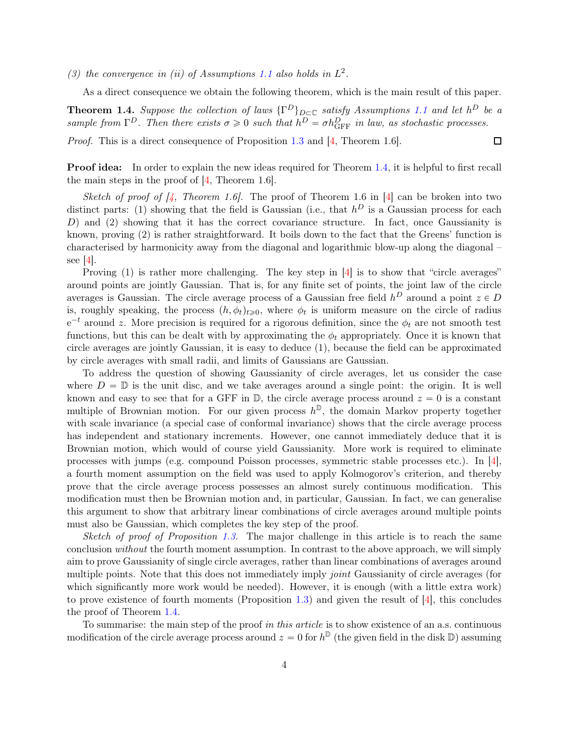*(3) the convergence in (ii) of Assumptions 1.1 also holds in $L^2$.*

As a direct consequence we obtain the following theorem, which is the main result of this paper.

**Theorem 1.4.** *Suppose the collection of laws $\{\Gamma^D\}_{D\subset\mathbb{C}}$ satisfy Assumptions 1.1 and let $h^D$ be a sample from $\Gamma^D$. Then there exists $\sigma \geqslant 0$ such that $h^D = \sigma h^D_{\mathrm{GFF}}$ in law, as stochastic processes.*

*Proof.* This is a direct consequence of Proposition 1.3 and [4, Theorem 1.6]. □

**Proof idea:** In order to explain the new ideas required for Theorem 1.4, it is helpful to first recall the main steps in the proof of [4, Theorem 1.6].

*Sketch of proof of [4, Theorem 1.6].* The proof of Theorem 1.6 in [4] can be broken into two distinct parts: (1) showing that the field is Gaussian (i.e., that $h^D$ is a Gaussian process for each $D$) and (2) showing that it has the correct covariance structure. In fact, once Gaussianity is known, proving (2) is rather straightforward. It boils down to the fact that the Greens' function is characterised by harmonicity away from the diagonal and logarithmic blow-up along the diagonal – see [4].

Proving (1) is rather more challenging. The key step in [4] is to show that "circle averages" around points are jointly Gaussian. That is, for any finite set of points, the joint law of the circle averages is Gaussian. The circle average process of a Gaussian free field $h^D$ around a point $z \in D$ is, roughly speaking, the process $(h, \phi_t)_{t\geqslant 0}$, where $\phi_t$ is uniform measure on the circle of radius $\mathrm{e}^{-t}$ around $z$. More precision is required for a rigorous definition, since the $\phi_t$ are not smooth test functions, but this can be dealt with by approximating the $\phi_t$ appropriately. Once it is known that circle averages are jointly Gaussian, it is easy to deduce (1), because the field can be approximated by circle averages with small radii, and limits of Gaussians are Gaussian.

To address the question of showing Gaussianity of circle averages, let us consider the case where $D = \mathbb{D}$ is the unit disc, and we take averages around a single point: the origin. It is well known and easy to see that for a GFF in $\mathbb{D}$, the circle average process around $z = 0$ is a constant multiple of Brownian motion. For our given process $h^{\mathbb{D}}$, the domain Markov property together with scale invariance (a special case of conformal invariance) shows that the circle average process has independent and stationary increments. However, one cannot immediately deduce that it is Brownian motion, which would of course yield Gaussianity. More work is required to eliminate processes with jumps (e.g. compound Poisson processes, symmetric stable processes etc.). In [4], a fourth moment assumption on the field was used to apply Kolmogorov's criterion, and thereby prove that the circle average process possesses an almost surely continuous modification. This modification must then be Brownian motion and, in particular, Gaussian. In fact, we can generalise this argument to show that arbitrary linear combinations of circle averages around multiple points must also be Gaussian, which completes the key step of the proof.

*Sketch of proof of Proposition 1.3.* The major challenge in this article is to reach the same conclusion *without* the fourth moment assumption. In contrast to the above approach, we will simply aim to prove Gaussianity of single circle averages, rather than linear combinations of averages around multiple points. Note that this does not immediately imply *joint* Gaussianity of circle averages (for which significantly more work would be needed). However, it is enough (with a little extra work) to prove existence of fourth moments (Proposition 1.3) and given the result of [4], this concludes the proof of Theorem 1.4.

To summarise: the main step of the proof *in this article* is to show existence of an a.s. continuous modification of the circle average process around $z = 0$ for $h^{\mathbb{D}}$ (the given field in the disk $\mathbb{D}$) assuming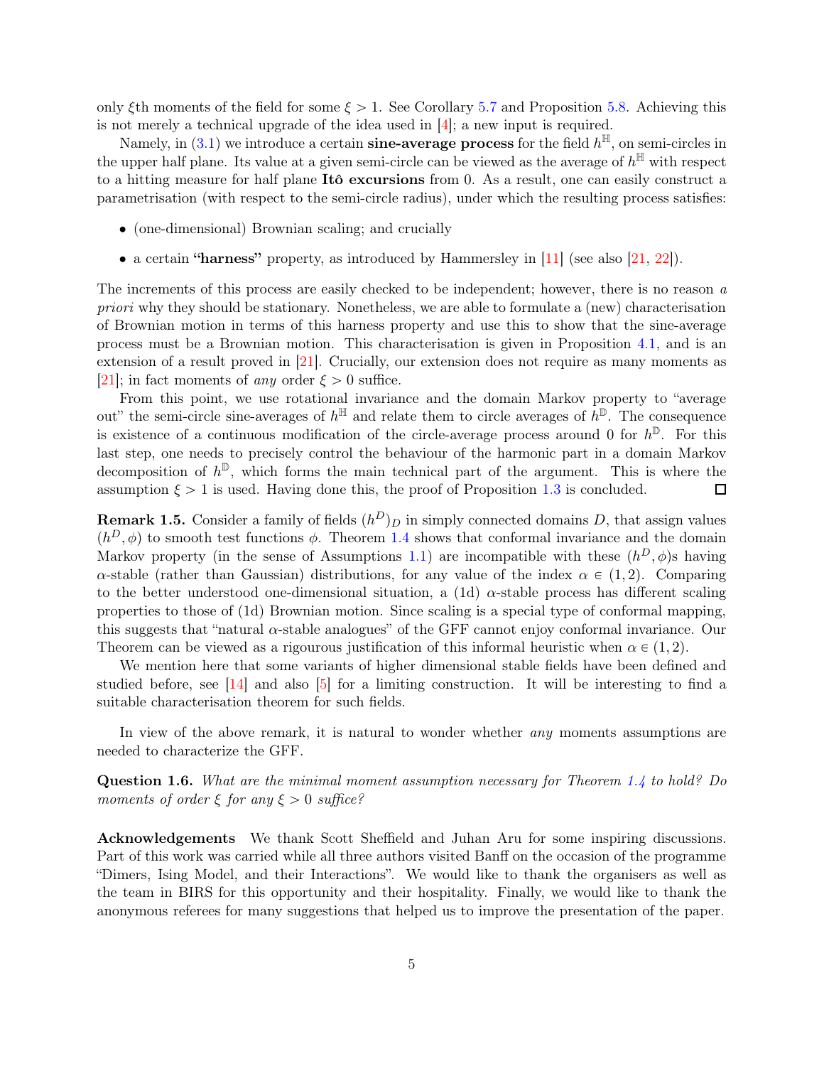only $\xi$th moments of the field for some $\xi > 1$. See Corollary 5.7 and Proposition 5.8. Achieving this is not merely a technical upgrade of the idea used in [4]; a new input is required.

Namely, in (3.1) we introduce a certain **sine-average process** for the field $h^{\mathbb{H}}$, on semi-circles in the upper half plane. Its value at a given semi-circle can be viewed as the average of $h^{\mathbb{H}}$ with respect to a hitting measure for half plane **Itô excursions** from 0. As a result, one can easily construct a parametrisation (with respect to the semi-circle radius), under which the resulting process satisfies:

- (one-dimensional) Brownian scaling; and crucially
- a certain **"harness"** property, as introduced by Hammersley in [11] (see also [21, 22]).

The increments of this process are easily checked to be independent; however, there is no reason *a priori* why they should be stationary. Nonetheless, we are able to formulate a (new) characterisation of Brownian motion in terms of this harness property and use this to show that the sine-average process must be a Brownian motion. This characterisation is given in Proposition 4.1, and is an extension of a result proved in [21]. Crucially, our extension does not require as many moments as [21]; in fact moments of *any* order $\xi > 0$ suffice.

From this point, we use rotational invariance and the domain Markov property to "average out" the semi-circle sine-averages of $h^{\mathbb{H}}$ and relate them to circle averages of $h^{\mathbb{D}}$. The consequence is existence of a continuous modification of the circle-average process around 0 for $h^{\mathbb{D}}$. For this last step, one needs to precisely control the behaviour of the harmonic part in a domain Markov decomposition of $h^{\mathbb{D}}$, which forms the main technical part of the argument. This is where the assumption $\xi > 1$ is used. Having done this, the proof of Proposition 1.3 is concluded. □

**Remark 1.5.** Consider a family of fields $(h^D)_D$ in simply connected domains $D$, that assign values $(h^D, \phi)$ to smooth test functions $\phi$. Theorem 1.4 shows that conformal invariance and the domain Markov property (in the sense of Assumptions 1.1) are incompatible with these $(h^D, \phi)$s having $\alpha$-stable (rather than Gaussian) distributions, for any value of the index $\alpha \in (1, 2)$. Comparing to the better understood one-dimensional situation, a (1d) $\alpha$-stable process has different scaling properties to those of (1d) Brownian motion. Since scaling is a special type of conformal mapping, this suggests that "natural $\alpha$-stable analogues" of the GFF cannot enjoy conformal invariance. Our Theorem can be viewed as a rigourous justification of this informal heuristic when $\alpha \in (1, 2)$.

We mention here that some variants of higher dimensional stable fields have been defined and studied before, see [14] and also [5] for a limiting construction. It will be interesting to find a suitable characterisation theorem for such fields.

In view of the above remark, it is natural to wonder whether *any* moments assumptions are needed to characterize the GFF.

**Question 1.6.** *What are the minimal moment assumption necessary for Theorem 1.4 to hold? Do moments of order $\xi$ for any $\xi > 0$ suffice?*

**Acknowledgements** We thank Scott Sheffield and Juhan Aru for some inspiring discussions. Part of this work was carried while all three authors visited Banff on the occasion of the programme "Dimers, Ising Model, and their Interactions". We would like to thank the organisers as well as the team in BIRS for this opportunity and their hospitality. Finally, we would like to thank the anonymous referees for many suggestions that helped us to improve the presentation of the paper.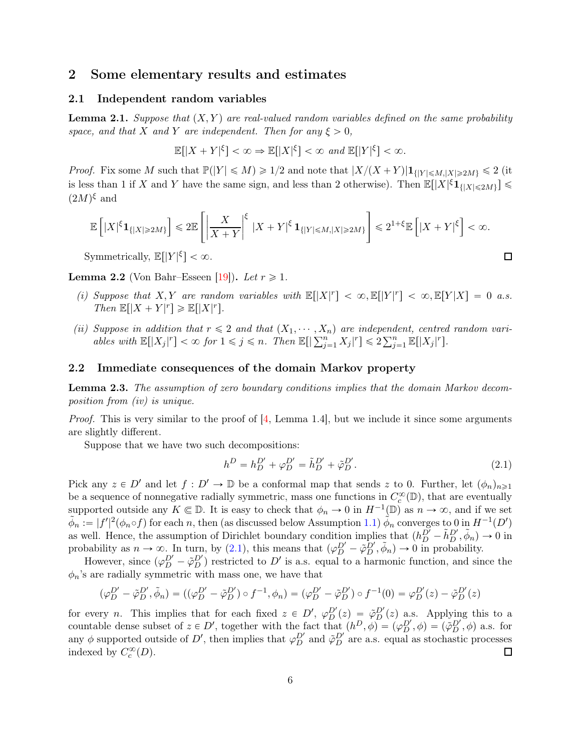## 2 Some elementary results and estimates

### 2.1 Independent random variables

**Lemma 2.1.** *Suppose that $(X, Y)$ are real-valued random variables defined on the same probability space, and that $X$ and $Y$ are independent. Then for any $\xi > 0$,*

$$\mathbb{E}[|X+Y|^{\xi}] < \infty \Rightarrow \mathbb{E}[|X|^{\xi}] < \infty \text{ and } \mathbb{E}[|Y|^{\xi}] < \infty.$$

*Proof.* Fix some $M$ such that $\mathbb{P}(|Y| \leqslant M) \geqslant 1/2$ and note that $|X/(X+Y)|\mathbf{1}_{\{|Y|\leqslant M, |X| \geqslant 2M\}} \leqslant 2$ (it is less than 1 if $X$ and $Y$ have the same sign, and less than 2 otherwise). Then $\mathbb{E}[|X|^{\xi}\mathbf{1}_{\{|X|\leqslant 2M\}}] \leqslant (2M)^{\xi}$ and

$$\mathbb{E}\left[|X|^{\xi}\mathbf{1}_{\{|X|\geqslant 2M\}}\right] \leqslant 2\mathbb{E}\left[\left|\frac{X}{X+Y}\right|^{\xi}|X+Y|^{\xi}\mathbf{1}_{\{|Y|\leqslant M, |X|\geqslant 2M\}}\right] \leqslant 2^{1+\xi}\mathbb{E}\left[|X+Y|^{\xi}\right] < \infty.$$

Symmetrically, $\mathbb{E}[|Y|^{\xi}] < \infty$. ☐

**Lemma 2.2** (Von Bahr–Esseen [19])**.** *Let $r \geqslant 1$.*

*(i) Suppose that $X, Y$ are random variables with $\mathbb{E}[|X|^r] < \infty, \mathbb{E}[|Y|^r] < \infty, \mathbb{E}[Y|X] = 0$ a.s. Then $\mathbb{E}[|X+Y|^r] \geqslant \mathbb{E}[|X|^r]$.*

*(ii) Suppose in addition that $r \leqslant 2$ and that $(X_1, \cdots, X_n)$ are independent, centred random variables with $\mathbb{E}[|X_j|^r] < \infty$ for $1 \leqslant j \leqslant n$. Then $\mathbb{E}[|\sum_{j=1}^n X_j|^r] \leqslant 2\sum_{j=1}^n \mathbb{E}[|X_j|^r]$.*

### 2.2 Immediate consequences of the domain Markov property

**Lemma 2.3.** *The assumption of zero boundary conditions implies that the domain Markov decomposition from (iv) is unique.*

*Proof.* This is very similar to the proof of [4, Lemma 1.4], but we include it since some arguments are slightly different.

Suppose that we have two such decompositions:

$$h^D = h_D^{D'} + \varphi_D^{D'} = \tilde{h}_D^{D'} + \tilde{\varphi}_D^{D'}. \tag{2.1}$$

Pick any $z \in D'$ and let $f : D' \to \mathbb{D}$ be a conformal map that sends $z$ to 0. Further, let $(\phi_n)_{n\geqslant 1}$ be a sequence of nonnegative radially symmetric, mass one functions in $C_c^{\infty}(\mathbb{D})$, that are eventually supported outside any $K \Subset \mathbb{D}$. It is easy to check that $\phi_n \to 0$ in $H^{-1}(\mathbb{D})$ as $n \to \infty$, and if we set $\tilde{\phi}_n := |f'|^2(\phi_n \circ f)$ for each $n$, then (as discussed below Assumption 1.1) $\tilde{\phi}_n$ converges to 0 in $H^{-1}(D')$ as well. Hence, the assumption of Dirichlet boundary condition implies that $(h_D^{D'} - \tilde{h}_D^{D'}, \tilde{\phi}_n) \to 0$ in probability as $n \to \infty$. In turn, by (2.1), this means that $(\varphi_D^{D'} - \tilde{\varphi}_D^{D'}, \tilde{\phi}_n) \to 0$ in probability.

However, since $(\varphi_D^{D'} - \tilde{\varphi}_D^{D'})$ restricted to $D'$ is a.s. equal to a harmonic function, and since the $\phi_n$'s are radially symmetric with mass one, we have that

$$(\varphi_D^{D'} - \tilde{\varphi}_D^{D'}, \tilde{\phi}_n) = ((\varphi_D^{D'} - \tilde{\varphi}_D^{D'}) \circ f^{-1}, \phi_n) = (\varphi_D^{D'} - \tilde{\varphi}_D^{D'}) \circ f^{-1}(0) = \varphi_D^{D'}(z) - \tilde{\varphi}_D^{D'}(z)$$

for every $n$. This implies that for each fixed $z \in D'$, $\varphi_D^{D'}(z) = \tilde{\varphi}_D^{D'}(z)$ a.s. Applying this to a countable dense subset of $z \in D'$, together with the fact that $(h^D, \phi) = (\varphi_D^{D'}, \phi) = (\tilde{\varphi}_D^{D'}, \phi)$ a.s. for any $\phi$ supported outside of $D'$, then implies that $\varphi_D^{D'}$ and $\tilde{\varphi}_D^{D'}$ are a.s. equal as stochastic processes indexed by $C_c^{\infty}(D)$. ☐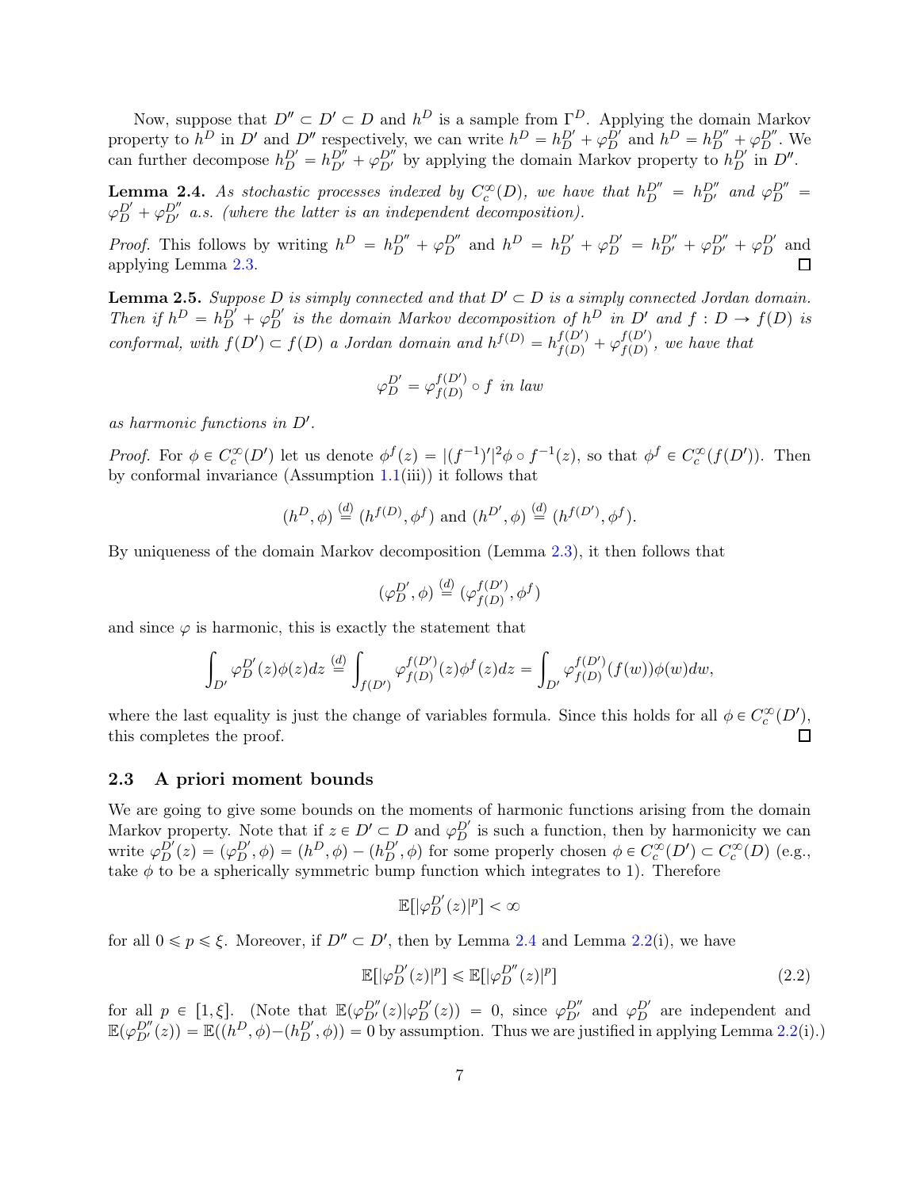Now, suppose that $D'' \subset D' \subset D$ and $h^D$ is a sample from $\Gamma^D$. Applying the domain Markov property to $h^D$ in $D'$ and $D''$ respectively, we can write $h^D = h_D^{D'} + \varphi_D^{D'}$ and $h^D = h_D^{D''} + \varphi_D^{D''}$. We can further decompose $h_D^{D'} = h_{D'}^{D''} + \varphi_{D'}^{D''}$ by applying the domain Markov property to $h_D^{D'}$ in $D''$.

**Lemma 2.4.** *As stochastic processes indexed by $C_c^\infty(D)$, we have that $h_D^{D''} = h_{D'}^{D''}$ and $\varphi_D^{D''} = \varphi_D^{D'} + \varphi_{D'}^{D''}$ a.s. (where the latter is an independent decomposition).*

*Proof.* This follows by writing $h^D = h_D^{D''} + \varphi_D^{D''}$ and $h^D = h_D^{D'} + \varphi_D^{D'} = h_{D'}^{D''} + \varphi_{D'}^{D''} + \varphi_D^{D'}$ and applying Lemma 2.3. $\square$

**Lemma 2.5.** *Suppose $D$ is simply connected and that $D' \subset D$ is a simply connected Jordan domain. Then if $h^D = h_D^{D'} + \varphi_D^{D'}$ is the domain Markov decomposition of $h^D$ in $D'$ and $f : D \to f(D)$ is conformal, with $f(D') \subset f(D)$ a Jordan domain and $h^{f(D)} = h_{f(D)}^{f(D')} + \varphi_{f(D)}^{f(D')}$, we have that*

$$\varphi_D^{D'} = \varphi_{f(D)}^{f(D')} \circ f \text{ in law}$$

*as harmonic functions in $D'$.*

*Proof.* For $\phi \in C_c^\infty(D')$ let us denote $\phi^f(z) = |(f^{-1})'|^2 \phi \circ f^{-1}(z)$, so that $\phi^f \in C_c^\infty(f(D'))$. Then by conformal invariance (Assumption 1.1(iii)) it follows that

$$(h^D, \phi) \overset{(d)}{=} (h^{f(D)}, \phi^f) \text{ and } (h^{D'}, \phi) \overset{(d)}{=} (h^{f(D')}, \phi^f).$$

By uniqueness of the domain Markov decomposition (Lemma 2.3), it then follows that

$$(\varphi_D^{D'}, \phi) \overset{(d)}{=} (\varphi_{f(D)}^{f(D')}, \phi^f)$$

and since $\varphi$ is harmonic, this is exactly the statement that

$$\int_{D'} \varphi_D^{D'}(z)\phi(z)dz \overset{(d)}{=} \int_{f(D')} \varphi_{f(D)}^{f(D')}(z)\phi^f(z)dz = \int_{D'} \varphi_{f(D)}^{f(D')}(f(w))\phi(w)dw,$$

where the last equality is just the change of variables formula. Since this holds for all $\phi \in C_c^\infty(D')$, this completes the proof. $\square$

### 2.3 A priori moment bounds

We are going to give some bounds on the moments of harmonic functions arising from the domain Markov property. Note that if $z \in D' \subset D$ and $\varphi_D^{D'}$ is such a function, then by harmonicity we can write $\varphi_D^{D'}(z) = (\varphi_D^{D'}, \phi) = (h^D, \phi) - (h_D^{D'}, \phi)$ for some properly chosen $\phi \in C_c^\infty(D') \subset C_c^\infty(D)$ (e.g., take $\phi$ to be a spherically symmetric bump function which integrates to 1). Therefore

$$\mathbb{E}[|\varphi_D^{D'}(z)|^p] < \infty$$

for all $0 \leqslant p \leqslant \xi$. Moreover, if $D'' \subset D'$, then by Lemma 2.4 and Lemma 2.2(i), we have

$$\mathbb{E}[|\varphi_D^{D'}(z)|^p] \leqslant \mathbb{E}[|\varphi_D^{D''}(z)|^p] \tag{2.2}$$

for all $p \in [1, \xi]$. (Note that $\mathbb{E}(\varphi_{D'}^{D''}(z)|\varphi_D^{D'}(z)) = 0$, since $\varphi_{D'}^{D''}$ and $\varphi_D^{D'}$ are independent and $\mathbb{E}(\varphi_{D'}^{D''}(z)) = \mathbb{E}((h^D, \phi) - (h_D^{D'}, \phi)) = 0$ by assumption. Thus we are justified in applying Lemma 2.2(i).)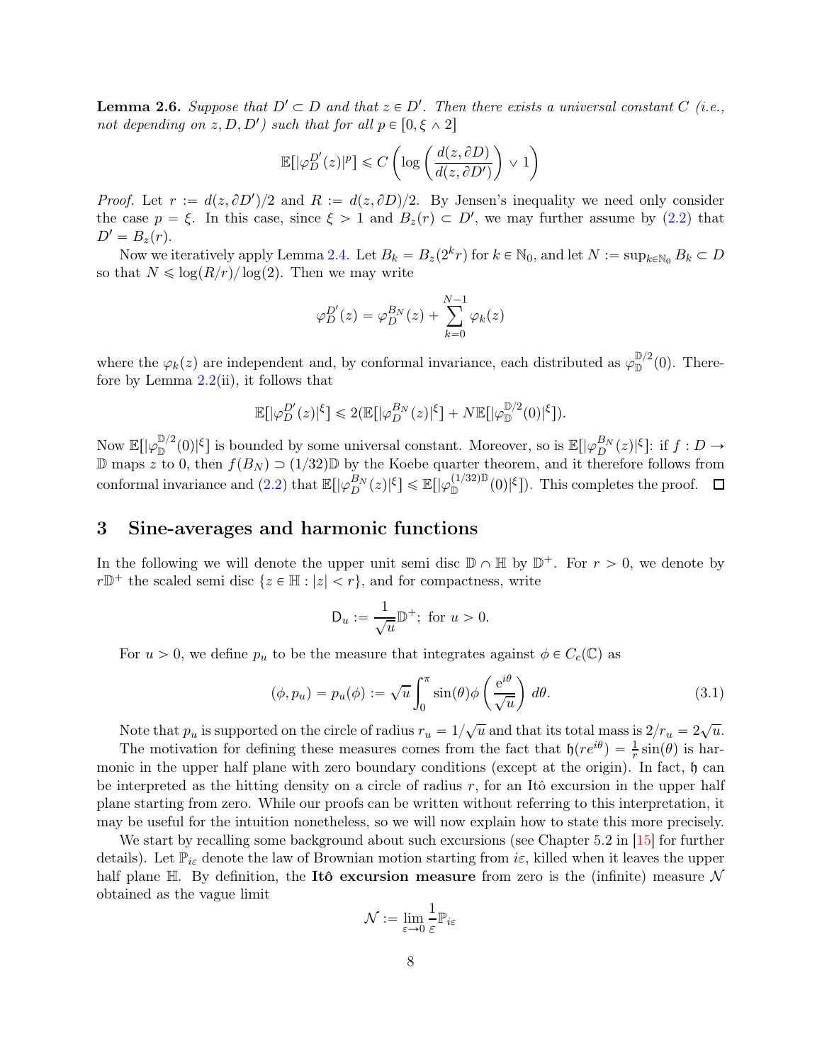**Lemma 2.6.** *Suppose that $D' \subset D$ and that $z \in D'$. Then there exists a universal constant $C$ (i.e., not depending on $z, D, D'$) such that for all $p \in [0, \xi \wedge 2]$*

$$\mathbb{E}[|\varphi_D^{D'}(z)|^p] \leqslant C \left( \log \left( \frac{d(z, \partial D)}{d(z, \partial D')} \right) \vee 1 \right)$$

*Proof.* Let $r := d(z, \partial D')/2$ and $R := d(z, \partial D)/2$. By Jensen's inequality we need only consider the case $p = \xi$. In this case, since $\xi > 1$ and $B_z(r) \subset D'$, we may further assume by (2.2) that $D' = B_z(r)$.

Now we iteratively apply Lemma 2.4. Let $B_k = B_z(2^k r)$ for $k \in \mathbb{N}_0$, and let $N := \sup_{k \in \mathbb{N}_0} B_k \subset D$ so that $N \leqslant \log(R/r)/\log(2)$. Then we may write

$$\varphi_D^{D'}(z) = \varphi_D^{B_N}(z) + \sum_{k=0}^{N-1} \varphi_k(z)$$

where the $\varphi_k(z)$ are independent and, by conformal invariance, each distributed as $\varphi_{\mathbb{D}}^{\mathbb{D}/2}(0)$. Therefore by Lemma 2.2(ii), it follows that

$$\mathbb{E}[|\varphi_D^{D'}(z)|^\xi] \leqslant 2(\mathbb{E}[|\varphi_D^{B_N}(z)|^\xi] + N\mathbb{E}[|\varphi_{\mathbb{D}}^{\mathbb{D}/2}(0)|^\xi]).$$

Now $\mathbb{E}[|\varphi_{\mathbb{D}}^{\mathbb{D}/2}(0)|^\xi]$ is bounded by some universal constant. Moreover, so is $\mathbb{E}[|\varphi_D^{B_N}(z)|^\xi]$: if $f : D \to \mathbb{D}$ maps $z$ to 0, then $f(B_N) \supset (1/32)\mathbb{D}$ by the Koebe quarter theorem, and it therefore follows from conformal invariance and (2.2) that $\mathbb{E}[|\varphi_D^{B_N}(z)|^\xi] \leqslant \mathbb{E}[|\varphi_{\mathbb{D}}^{(1/32)\mathbb{D}}(0)|^\xi])$. This completes the proof. $\square$

## 3 Sine-averages and harmonic functions

In the following we will denote the upper unit semi disc $\mathbb{D} \cap \mathbb{H}$ by $\mathbb{D}^+$. For $r > 0$, we denote by $r\mathbb{D}^+$ the scaled semi disc $\{z \in \mathbb{H} : |z| < r\}$, and for compactness, write

$$\mathsf{D}_u := \frac{1}{\sqrt{u}}\mathbb{D}^+; \text{ for } u > 0.$$

For $u > 0$, we define $p_u$ to be the measure that integrates against $\phi \in C_c(\mathbb{C})$ as

$$(\phi, p_u) = p_u(\phi) := \sqrt{u} \int_0^\pi \sin(\theta) \phi\left(\frac{e^{i\theta}}{\sqrt{u}}\right) d\theta. \tag{3.1}$$

Note that $p_u$ is supported on the circle of radius $r_u = 1/\sqrt{u}$ and that its total mass is $2/r_u = 2\sqrt{u}$.

The motivation for defining these measures comes from the fact that $\mathfrak{h}(re^{i\theta}) = \frac{1}{r}\sin(\theta)$ is harmonic in the upper half plane with zero boundary conditions (except at the origin). In fact, $\mathfrak{h}$ can be interpreted as the hitting density on a circle of radius $r$, for an Itô excursion in the upper half plane starting from zero. While our proofs can be written without referring to this interpretation, it may be useful for the intuition nonetheless, so we will now explain how to state this more precisely.

We start by recalling some background about such excursions (see Chapter 5.2 in [15] for further details). Let $\mathbb{P}_{i\varepsilon}$ denote the law of Brownian motion starting from $i\varepsilon$, killed when it leaves the upper half plane $\mathbb{H}$. By definition, the **Itô excursion measure** from zero is the (infinite) measure $\mathcal{N}$ obtained as the vague limit

$$\mathcal{N} := \lim_{\varepsilon \to 0} \frac{1}{\varepsilon} \mathbb{P}_{i\varepsilon}$$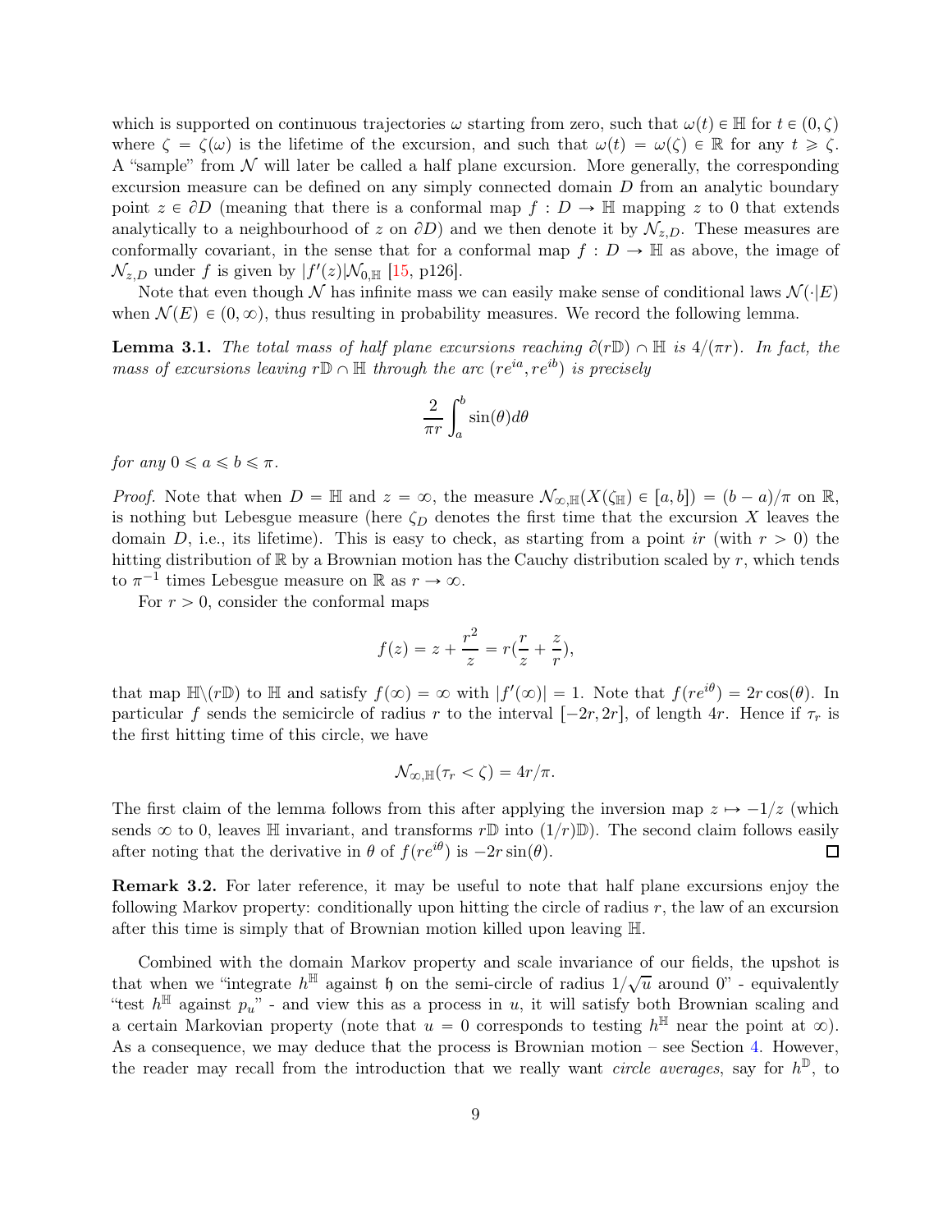which is supported on continuous trajectories $\omega$ starting from zero, such that $\omega(t) \in \mathbb{H}$ for $t \in (0, \zeta)$ where $\zeta = \zeta(\omega)$ is the lifetime of the excursion, and such that $\omega(t) = \omega(\zeta) \in \mathbb{R}$ for any $t \geqslant \zeta$. A "sample" from $\mathcal{N}$ will later be called a half plane excursion. More generally, the corresponding excursion measure can be defined on any simply connected domain $D$ from an analytic boundary point $z \in \partial D$ (meaning that there is a conformal map $f : D \to \mathbb{H}$ mapping $z$ to 0 that extends analytically to a neighbourhood of $z$ on $\partial D$) and we then denote it by $\mathcal{N}_{z,D}$. These measures are conformally covariant, in the sense that for a conformal map $f : D \to \mathbb{H}$ as above, the image of $\mathcal{N}_{z,D}$ under $f$ is given by $|f'(z)|\mathcal{N}_{0,\mathbb{H}}$ [15, p126].

Note that even though $\mathcal{N}$ has infinite mass we can easily make sense of conditional laws $\mathcal{N}(\cdot|E)$ when $\mathcal{N}(E) \in (0, \infty)$, thus resulting in probability measures. We record the following lemma.

**Lemma 3.1.** *The total mass of half plane excursions reaching $\partial(r\mathbb{D}) \cap \mathbb{H}$ is $4/(\pi r)$. In fact, the mass of excursions leaving $r\mathbb{D} \cap \mathbb{H}$ through the arc $(re^{ia}, re^{ib})$ is precisely*

$$\frac{2}{\pi r}\int_a^b \sin(\theta)d\theta$$

*for any $0 \leqslant a \leqslant b \leqslant \pi$.*

*Proof.* Note that when $D = \mathbb{H}$ and $z = \infty$, the measure $\mathcal{N}_{\infty,\mathbb{H}}(X(\zeta_{\mathbb{H}}) \in [a, b]) = (b - a)/\pi$ on $\mathbb{R}$, is nothing but Lebesgue measure (here $\zeta_D$ denotes the first time that the excursion $X$ leaves the domain $D$, i.e., its lifetime). This is easy to check, as starting from a point $ir$ (with $r > 0$) the hitting distribution of $\mathbb{R}$ by a Brownian motion has the Cauchy distribution scaled by $r$, which tends to $\pi^{-1}$ times Lebesgue measure on $\mathbb{R}$ as $r \to \infty$.

For $r > 0$, consider the conformal maps

$$f(z) = z + \frac{r^2}{z} = r(\frac{r}{z} + \frac{z}{r}),$$

that map $\mathbb{H}\backslash(r\mathbb{D})$ to $\mathbb{H}$ and satisfy $f(\infty) = \infty$ with $|f'(\infty)| = 1$. Note that $f(re^{i\theta}) = 2r\cos(\theta)$. In particular $f$ sends the semicircle of radius $r$ to the interval $[-2r, 2r]$, of length $4r$. Hence if $\tau_r$ is the first hitting time of this circle, we have

$$\mathcal{N}_{\infty,\mathbb{H}}(\tau_r < \zeta) = 4r/\pi.$$

The first claim of the lemma follows from this after applying the inversion map $z \mapsto -1/z$ (which sends $\infty$ to 0, leaves $\mathbb{H}$ invariant, and transforms $r\mathbb{D}$ into $(1/r)\mathbb{D}$). The second claim follows easily after noting that the derivative in $\theta$ of $f(re^{i\theta})$ is $-2r\sin(\theta)$. ∎

**Remark 3.2.** For later reference, it may be useful to note that half plane excursions enjoy the following Markov property: conditionally upon hitting the circle of radius $r$, the law of an excursion after this time is simply that of Brownian motion killed upon leaving $\mathbb{H}$.

Combined with the domain Markov property and scale invariance of our fields, the upshot is that when we "integrate $h^{\mathbb{H}}$ against $\mathfrak{h}$ on the semi-circle of radius $1/\sqrt{u}$ around 0" - equivalently "test $h^{\mathbb{H}}$ against $p_u$" - and view this as a process in $u$, it will satisfy both Brownian scaling and a certain Markovian property (note that $u = 0$ corresponds to testing $h^{\mathbb{H}}$ near the point at $\infty$). As a consequence, we may deduce that the process is Brownian motion – see Section 4. However, the reader may recall from the introduction that we really want *circle averages*, say for $h^{\mathbb{D}}$, to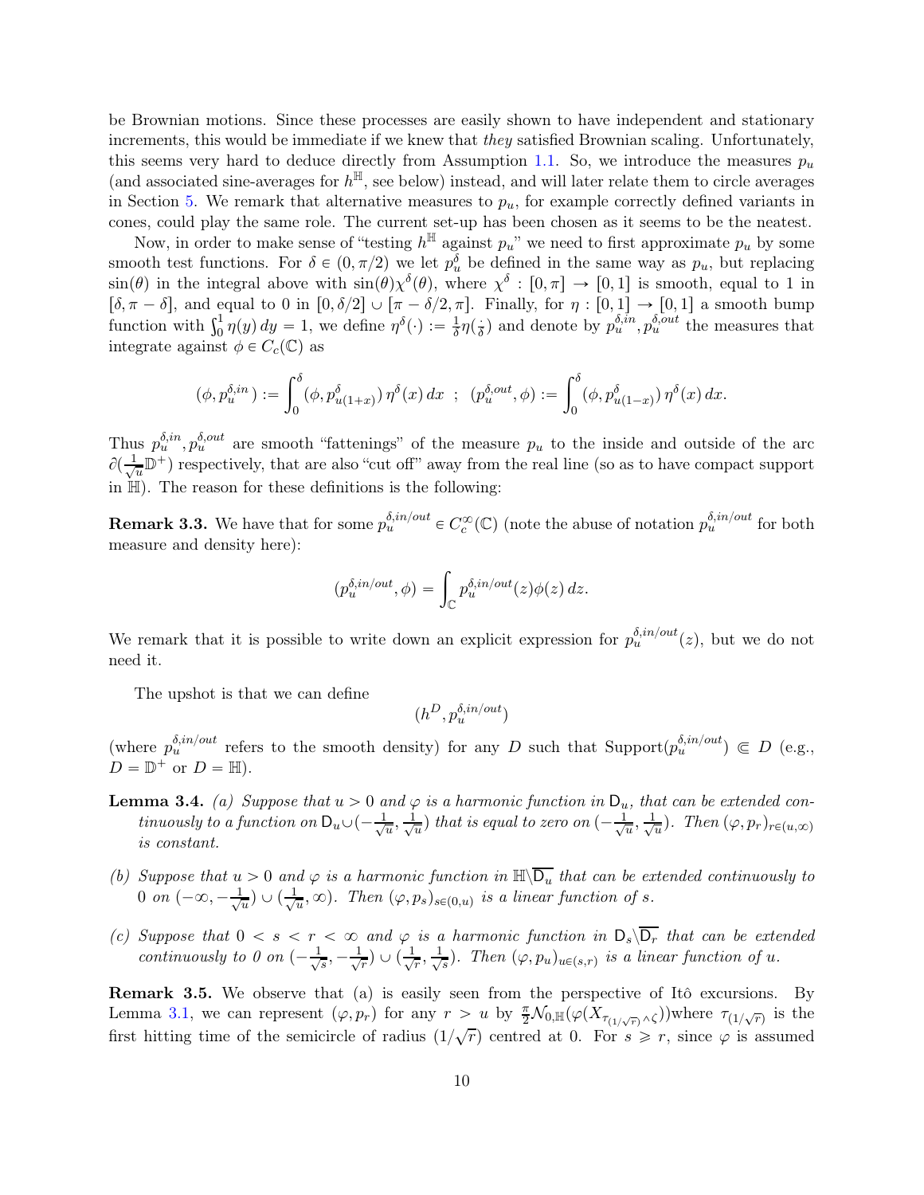be Brownian motions. Since these processes are easily shown to have independent and stationary increments, this would be immediate if we knew that *they* satisfied Brownian scaling. Unfortunately, this seems very hard to deduce directly from Assumption 1.1. So, we introduce the measures $p_u$ (and associated sine-averages for $h^{\mathbb{H}}$, see below) instead, and will later relate them to circle averages in Section 5. We remark that alternative measures to $p_u$, for example correctly defined variants in cones, could play the same role. The current set-up has been chosen as it seems to be the neatest.

Now, in order to make sense of "testing $h^{\mathbb{H}}$ against $p_u$" we need to first approximate $p_u$ by some smooth test functions. For $\delta \in (0, \pi/2)$ we let $p_u^\delta$ be defined in the same way as $p_u$, but replacing $\sin(\theta)$ in the integral above with $\sin(\theta)\chi^\delta(\theta)$, where $\chi^\delta : [0,\pi] \to [0,1]$ is smooth, equal to 1 in $[\delta, \pi-\delta]$, and equal to 0 in $[0,\delta/2] \cup [\pi - \delta/2, \pi]$. Finally, for $\eta : [0,1] \to [0,1]$ a smooth bump function with $\int_0^1 \eta(y)\, dy = 1$, we define $\eta^\delta(\cdot) := \frac{1}{\delta}\eta(\frac{\cdot}{\delta})$ and denote by $p_u^{\delta,in}, p_u^{\delta,out}$ the measures that integrate against $\phi \in C_c(\mathbb{C})$ as

$$(\phi, p_u^{\delta,in}) := \int_0^\delta (\phi, p^\delta_{u(1+x)})\, \eta^\delta(x)\, dx \;\; ; \;\; (p_u^{\delta,out}, \phi) := \int_0^\delta (\phi, p^\delta_{u(1-x)})\, \eta^\delta(x)\, dx.$$

Thus $p_u^{\delta,in}, p_u^{\delta,out}$ are smooth "fattenings" of the measure $p_u$ to the inside and outside of the arc $\partial(\frac{1}{\sqrt{u}}\mathbb{D}^+)$ respectively, that are also "cut off" away from the real line (so as to have compact support in $\mathbb{H}$). The reason for these definitions is the following:

**Remark 3.3.** We have that for some $p_u^{\delta,in/out} \in C_c^\infty(\mathbb{C})$ (note the abuse of notation $p_u^{\delta,in/out}$ for both measure and density here):

$$(p_u^{\delta,in/out}, \phi) = \int_{\mathbb{C}} p_u^{\delta,in/out}(z)\phi(z)\, dz.$$

We remark that it is possible to write down an explicit expression for $p_u^{\delta,in/out}(z)$, but we do not need it.

The upshot is that we can define

$$(h^D, p_u^{\delta,in/out})$$

(where $p_u^{\delta,in/out}$ refers to the smooth density) for any $D$ such that $\text{Support}(p_u^{\delta,in/out}) \Subset D$ (e.g., $D = \mathbb{D}^+$ or $D = \mathbb{H}$).

**Lemma 3.4.** *(a) Suppose that $u > 0$ and $\varphi$ is a harmonic function in $\mathsf{D}_u$, that can be extended continuously to a function on $\mathsf{D}_u \cup (-\frac{1}{\sqrt{u}}, \frac{1}{\sqrt{u}})$ that is equal to zero on $(-\frac{1}{\sqrt{u}}, \frac{1}{\sqrt{u}})$. Then $(\varphi, p_r)_{r\in(u,\infty)}$ is constant.*

*(b) Suppose that $u > 0$ and $\varphi$ is a harmonic function in $\mathbb{H}\backslash\overline{\mathsf{D}_u}$ that can be extended continuously to 0 on $(-\infty, -\frac{1}{\sqrt{u}}) \cup (\frac{1}{\sqrt{u}}, \infty)$. Then $(\varphi, p_s)_{s\in(0,u)}$ is a linear function of $s$.*

*(c) Suppose that $0 < s < r < \infty$ and $\varphi$ is a harmonic function in $\mathsf{D}_s\backslash\overline{\mathsf{D}_r}$ that can be extended continuously to 0 on $(-\frac{1}{\sqrt{s}}, -\frac{1}{\sqrt{r}}) \cup (\frac{1}{\sqrt{r}}, \frac{1}{\sqrt{s}})$. Then $(\varphi, p_u)_{u\in(s,r)}$ is a linear function of $u$.*

**Remark 3.5.** We observe that (a) is easily seen from the perspective of Itô excursions. By Lemma 3.1, we can represent $(\varphi, p_r)$ for any $r > u$ by $\frac{\pi}{2}\mathcal{N}_{0,\mathbb{H}}(\varphi(X_{\tau_{(1/\sqrt{r})}\wedge\zeta}))$where $\tau_{(1/\sqrt{r})}$ is the first hitting time of the semicircle of radius $(1/\sqrt{r})$ centred at 0. For $s \geqslant r$, since $\varphi$ is assumed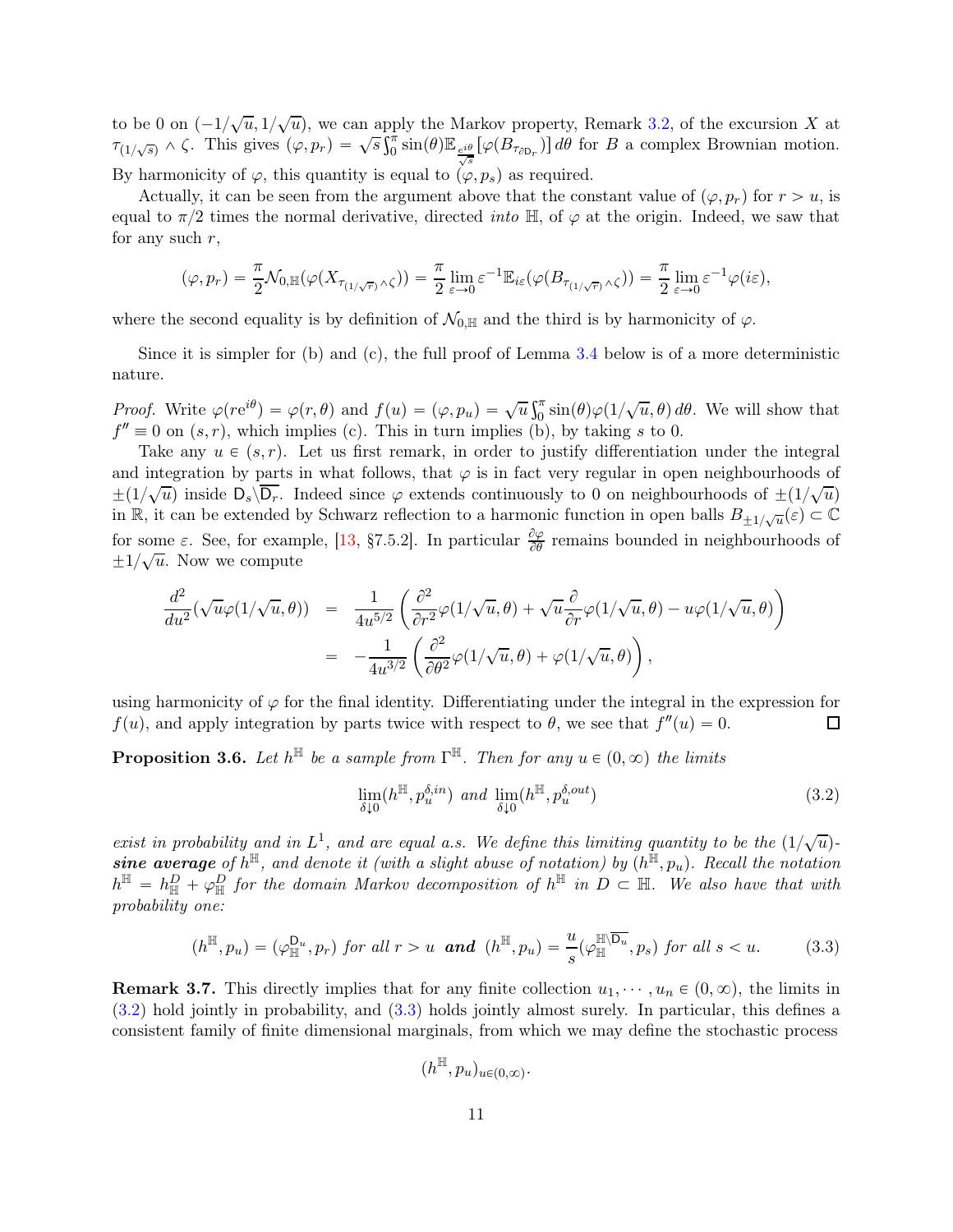to be 0 on $(-1/\sqrt{u}, 1/\sqrt{u})$, we can apply the Markov property, Remark 3.2, of the excursion $X$ at $\tau_{(1/\sqrt{s})} \wedge \zeta$. This gives $(\varphi, p_r) = \sqrt{s}\int_0^\pi \sin(\theta)\mathbb{E}_{\frac{e^{i\theta}}{\sqrt{s}}}[\varphi(B_{\tau_{\partial \mathsf{D}_r}})]\,d\theta$ for $B$ a complex Brownian motion. By harmonicity of $\varphi$, this quantity is equal to $(\varphi, p_s)$ as required.

Actually, it can be seen from the argument above that the constant value of $(\varphi, p_r)$ for $r > u$, is equal to $\pi/2$ times the normal derivative, directed *into* $\mathbb{H}$, of $\varphi$ at the origin. Indeed, we saw that for any such $r$,

$$(\varphi, p_r) = \frac{\pi}{2}\mathcal{N}_{0,\mathbb{H}}(\varphi(X_{\tau_{(1/\sqrt{r})}\wedge\zeta})) = \frac{\pi}{2}\lim_{\varepsilon\to 0}\varepsilon^{-1}\mathbb{E}_{i\varepsilon}(\varphi(B_{\tau_{(1/\sqrt{r})}\wedge\zeta})) = \frac{\pi}{2}\lim_{\varepsilon\to 0}\varepsilon^{-1}\varphi(i\varepsilon),$$

where the second equality is by definition of $\mathcal{N}_{0,\mathbb{H}}$ and the third is by harmonicity of $\varphi$.

Since it is simpler for (b) and (c), the full proof of Lemma 3.4 below is of a more deterministic nature.

*Proof.* Write $\varphi(re^{i\theta}) = \varphi(r,\theta)$ and $f(u) = (\varphi, p_u) = \sqrt{u}\int_0^\pi \sin(\theta)\varphi(1/\sqrt{u},\theta)\,d\theta$. We will show that $f'' \equiv 0$ on $(s,r)$, which implies (c). This in turn implies (b), by taking $s$ to 0.

Take any $u \in (s,r)$. Let us first remark, in order to justify differentiation under the integral and integration by parts in what follows, that $\varphi$ is in fact very regular in open neighbourhoods of $\pm(1/\sqrt{u})$ inside $\mathsf{D}_s\backslash\overline{\mathsf{D}_r}$. Indeed since $\varphi$ extends continuously to 0 on neighbourhoods of $\pm(1/\sqrt{u})$ in $\mathbb{R}$, it can be extended by Schwarz reflection to a harmonic function in open balls $B_{\pm 1/\sqrt{u}}(\varepsilon) \subset \mathbb{C}$ for some $\varepsilon$. See, for example, [13, §7.5.2]. In particular $\frac{\partial\varphi}{\partial\theta}$ remains bounded in neighbourhoods of $\pm 1/\sqrt{u}$. Now we compute

$$\begin{aligned}
\frac{d^2}{du^2}(\sqrt{u}\varphi(1/\sqrt{u},\theta)) &= \frac{1}{4u^{5/2}}\left(\frac{\partial^2}{\partial r^2}\varphi(1/\sqrt{u},\theta) + \sqrt{u}\frac{\partial}{\partial r}\varphi(1/\sqrt{u},\theta) - u\varphi(1/\sqrt{u},\theta)\right) \\
&= -\frac{1}{4u^{3/2}}\left(\frac{\partial^2}{\partial\theta^2}\varphi(1/\sqrt{u},\theta) + \varphi(1/\sqrt{u},\theta)\right),
\end{aligned}$$

using harmonicity of $\varphi$ for the final identity. Differentiating under the integral in the expression for $f(u)$, and apply integration by parts twice with respect to $\theta$, we see that $f''(u) = 0$. $\square$

**Proposition 3.6.** *Let $h^{\mathbb{H}}$ be a sample from $\Gamma^{\mathbb{H}}$. Then for any $u \in (0,\infty)$ the limits*

$$\lim_{\delta\downarrow 0}(h^{\mathbb{H}}, p_u^{\delta,in}) \text{ and } \lim_{\delta\downarrow 0}(h^{\mathbb{H}}, p_u^{\delta,out}) \tag{3.2}$$

*exist in probability and in $L^1$, and are equal a.s. We define this limiting quantity to be the $(1/\sqrt{u})$-**sine average** of $h^{\mathbb{H}}$, and denote it (with a slight abuse of notation) by $(h^{\mathbb{H}}, p_u)$. Recall the notation $h^{\mathbb{H}} = h^D_{\mathbb{H}} + \varphi^D_{\mathbb{H}}$ for the domain Markov decomposition of $h^{\mathbb{H}}$ in $D \subset \mathbb{H}$. We also have that with probability one:*

$$(h^{\mathbb{H}}, p_u) = (\varphi^{\mathsf{D}_u}_{\mathbb{H}}, p_r) \text{ for all } r > u \textbf{ and } (h^{\mathbb{H}}, p_u) = \frac{u}{s}(\varphi^{\mathbb{H}\backslash\overline{\mathsf{D}_u}}_{\mathbb{H}}, p_s) \text{ for all } s < u. \tag{3.3}$$

**Remark 3.7.** This directly implies that for any finite collection $u_1, \cdots, u_n \in (0,\infty)$, the limits in (3.2) hold jointly in probability, and (3.3) holds jointly almost surely. In particular, this defines a consistent family of finite dimensional marginals, from which we may define the stochastic process

$$(h^{\mathbb{H}}, p_u)_{u\in(0,\infty)}.$$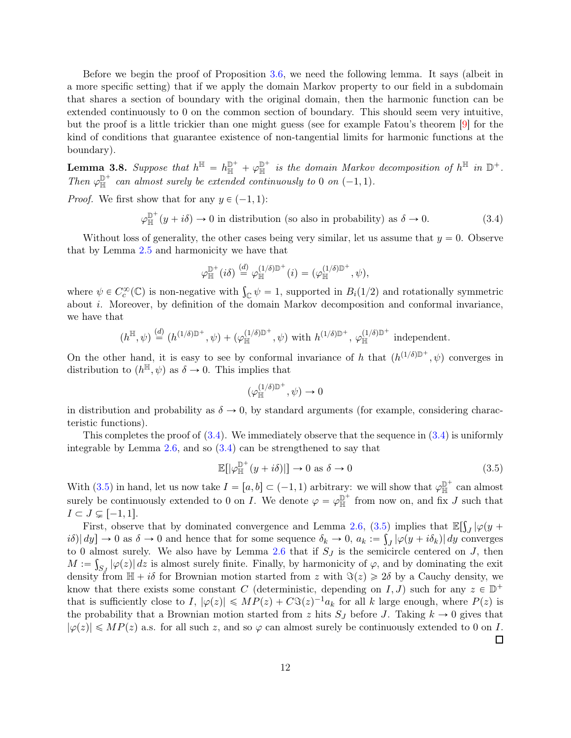Before we begin the proof of Proposition 3.6, we need the following lemma. It says (albeit in a more specific setting) that if we apply the domain Markov property to our field in a subdomain that shares a section of boundary with the original domain, then the harmonic function can be extended continuously to 0 on the common section of boundary. This should seem very intuitive, but the proof is a little trickier than one might guess (see for example Fatou's theorem [9] for the kind of conditions that guarantee existence of non-tangential limits for harmonic functions at the boundary).

**Lemma 3.8.** *Suppose that $h^{\mathbb{H}} = h^{\mathbb{D}^+}_{\mathbb{H}} + \varphi^{\mathbb{D}^+}_{\mathbb{H}}$ is the domain Markov decomposition of $h^{\mathbb{H}}$ in $\mathbb{D}^+$. Then $\varphi^{\mathbb{D}^+}_{\mathbb{H}}$ can almost surely be extended continuously to 0 on $(-1,1)$.*

*Proof.* We first show that for any $y \in (-1,1)$:

$$\varphi^{\mathbb{D}^+}_{\mathbb{H}}(y+i\delta) \to 0 \text{ in distribution (so also in probability) as } \delta \to 0. \tag{3.4}$$

Without loss of generality, the other cases being very similar, let us assume that $y=0$. Observe that by Lemma 2.5 and harmonicity we have that

$$\varphi^{\mathbb{D}^+}_{\mathbb{H}}(i\delta) \overset{(d)}{=} \varphi^{(1/\delta)\mathbb{D}^+}_{\mathbb{H}}(i) = (\varphi^{(1/\delta)\mathbb{D}^+}_{\mathbb{H}}, \psi),$$

where $\psi \in C_c^\infty(\mathbb{C})$ is non-negative with $\int_{\mathbb{C}} \psi = 1$, supported in $B_i(1/2)$ and rotationally symmetric about $i$. Moreover, by definition of the domain Markov decomposition and conformal invariance, we have that

$$(h^{\mathbb{H}}, \psi) \overset{(d)}{=} (h^{(1/\delta)\mathbb{D}^+}, \psi) + (\varphi^{(1/\delta)\mathbb{D}^+}_{\mathbb{H}}, \psi) \text{ with } h^{(1/\delta)\mathbb{D}^+},\ \varphi^{(1/\delta)\mathbb{D}^+}_{\mathbb{H}} \text{ independent.}$$

On the other hand, it is easy to see by conformal invariance of $h$ that $(h^{(1/\delta)\mathbb{D}^+}, \psi)$ converges in distribution to $(h^{\mathbb{H}}, \psi)$ as $\delta \to 0$. This implies that

$$(\varphi^{(1/\delta)\mathbb{D}^+}_{\mathbb{H}}, \psi) \to 0$$

in distribution and probability as $\delta \to 0$, by standard arguments (for example, considering characteristic functions).

This completes the proof of (3.4). We immediately observe that the sequence in (3.4) is uniformly integrable by Lemma 2.6, and so (3.4) can be strengthened to say that

$$\mathbb{E}[|\varphi^{\mathbb{D}^+}_{\mathbb{H}}(y+i\delta)|] \to 0 \text{ as } \delta \to 0 \tag{3.5}$$

With (3.5) in hand, let us now take $I=[a,b] \subset (-1,1)$ arbitrary: we will show that $\varphi^{\mathbb{D}^+}_{\mathbb{H}}$ can almost surely be continuously extended to 0 on $I$. We denote $\varphi = \varphi^{\mathbb{D}^+}_{\mathbb{H}}$ from now on, and fix $J$ such that $I \subset J \subsetneq [-1,1]$.

First, observe that by dominated convergence and Lemma 2.6, (3.5) implies that $\mathbb{E}[\int_J |\varphi(y+i\delta)|\,dy] \to 0$ as $\delta \to 0$ and hence that for some sequence $\delta_k \to 0$, $a_k := \int_J |\varphi(y+i\delta_k)|\,dy$ converges to 0 almost surely. We also have by Lemma 2.6 that if $S_J$ is the semicircle centered on $J$, then $M := \int_{S_J} |\varphi(z)|\,dz$ is almost surely finite. Finally, by harmonicity of $\varphi$, and by dominating the exit density from $\mathbb{H}+i\delta$ for Brownian motion started from $z$ with $\Im(z) \geq 2\delta$ by a Cauchy density, we know that there exists some constant $C$ (deterministic, depending on $I,J$) such for any $z \in \mathbb{D}^+$ that is sufficiently close to $I$, $|\varphi(z)| \leq MP(z) + C\Im(z)^{-1}a_k$ for all $k$ large enough, where $P(z)$ is the probability that a Brownian motion started from $z$ hits $S_J$ before $J$. Taking $k \to 0$ gives that $|\varphi(z)| \leq MP(z)$ a.s. for all such $z$, and so $\varphi$ can almost surely be continuously extended to 0 on $I$. $\square$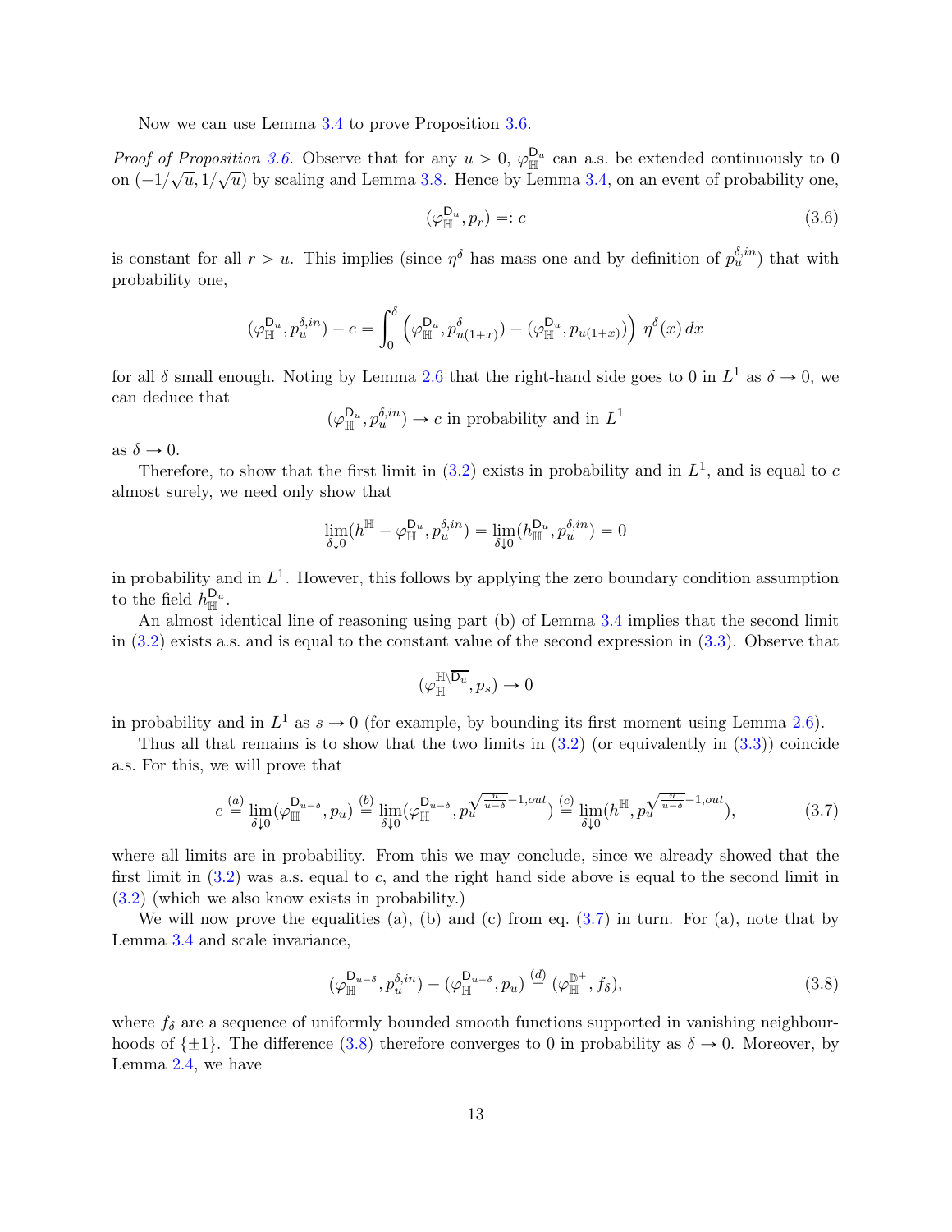Now we can use Lemma 3.4 to prove Proposition 3.6.

*Proof of Proposition 3.6.* Observe that for any $u > 0$, $\varphi_{\mathbb{H}}^{\mathsf{D}_u}$ can a.s. be extended continuously to 0 on $(-1/\sqrt{u}, 1/\sqrt{u})$ by scaling and Lemma 3.8. Hence by Lemma 3.4, on an event of probability one,

$$(\varphi_{\mathbb{H}}^{\mathsf{D}_u}, p_r) =: c \tag{3.6}$$

is constant for all $r > u$. This implies (since $\eta^\delta$ has mass one and by definition of $p_u^{\delta,in}$) that with probability one,

$$(\varphi_{\mathbb{H}}^{\mathsf{D}_u}, p_u^{\delta,in}) - c = \int_0^\delta \left( (\varphi_{\mathbb{H}}^{\mathsf{D}_u}, p^\delta_{u(1+x)}) - (\varphi_{\mathbb{H}}^{\mathsf{D}_u}, p_{u(1+x)}) \right) \eta^\delta(x)\, dx$$

for all $\delta$ small enough. Noting by Lemma 2.6 that the right-hand side goes to 0 in $L^1$ as $\delta \to 0$, we can deduce that

$$(\varphi_{\mathbb{H}}^{\mathsf{D}_u}, p_u^{\delta,in}) \to c \text{ in probability and in } L^1$$

as $\delta \to 0$.

Therefore, to show that the first limit in (3.2) exists in probability and in $L^1$, and is equal to $c$ almost surely, we need only show that

$$\lim_{\delta \downarrow 0} (h^{\mathbb{H}} - \varphi_{\mathbb{H}}^{\mathsf{D}_u}, p_u^{\delta,in}) = \lim_{\delta \downarrow 0} (h_{\mathbb{H}}^{\mathsf{D}_u}, p_u^{\delta,in}) = 0$$

in probability and in $L^1$. However, this follows by applying the zero boundary condition assumption to the field $h_{\mathbb{H}}^{\mathsf{D}_u}$.

An almost identical line of reasoning using part (b) of Lemma 3.4 implies that the second limit in (3.2) exists a.s. and is equal to the constant value of the second expression in (3.3). Observe that

$$(\varphi_{\mathbb{H}}^{\mathbb{H}\setminus\overline{\mathsf{D}_u}}, p_s) \to 0$$

in probability and in $L^1$ as $s \to 0$ (for example, by bounding its first moment using Lemma 2.6).

Thus all that remains is to show that the two limits in (3.2) (or equivalently in (3.3)) coincide a.s. For this, we will prove that

$$c \overset{(a)}{=} \lim_{\delta \downarrow 0} (\varphi_{\mathbb{H}}^{\mathsf{D}_{u-\delta}}, p_u) \overset{(b)}{=} \lim_{\delta \downarrow 0} (\varphi_{\mathbb{H}}^{\mathsf{D}_{u-\delta}}, p_u^{\sqrt{\frac{u}{u-\delta}}-1,out}) \overset{(c)}{=} \lim_{\delta \downarrow 0} (h^{\mathbb{H}}, p_u^{\sqrt{\frac{u}{u-\delta}}-1,out}), \tag{3.7}$$

where all limits are in probability. From this we may conclude, since we already showed that the first limit in (3.2) was a.s. equal to $c$, and the right hand side above is equal to the second limit in (3.2) (which we also know exists in probability.)

We will now prove the equalities (a), (b) and (c) from eq. (3.7) in turn. For (a), note that by Lemma 3.4 and scale invariance,

$$(\varphi_{\mathbb{H}}^{\mathsf{D}_{u-\delta}}, p_u^{\delta,in}) - (\varphi_{\mathbb{H}}^{\mathsf{D}_{u-\delta}}, p_u) \overset{(d)}{=} (\varphi_{\mathbb{H}}^{\mathbb{D}^+}, f_\delta), \tag{3.8}$$

where $f_\delta$ are a sequence of uniformly bounded smooth functions supported in vanishing neighbourhoods of $\{\pm 1\}$. The difference (3.8) therefore converges to 0 in probability as $\delta \to 0$. Moreover, by Lemma 2.4, we have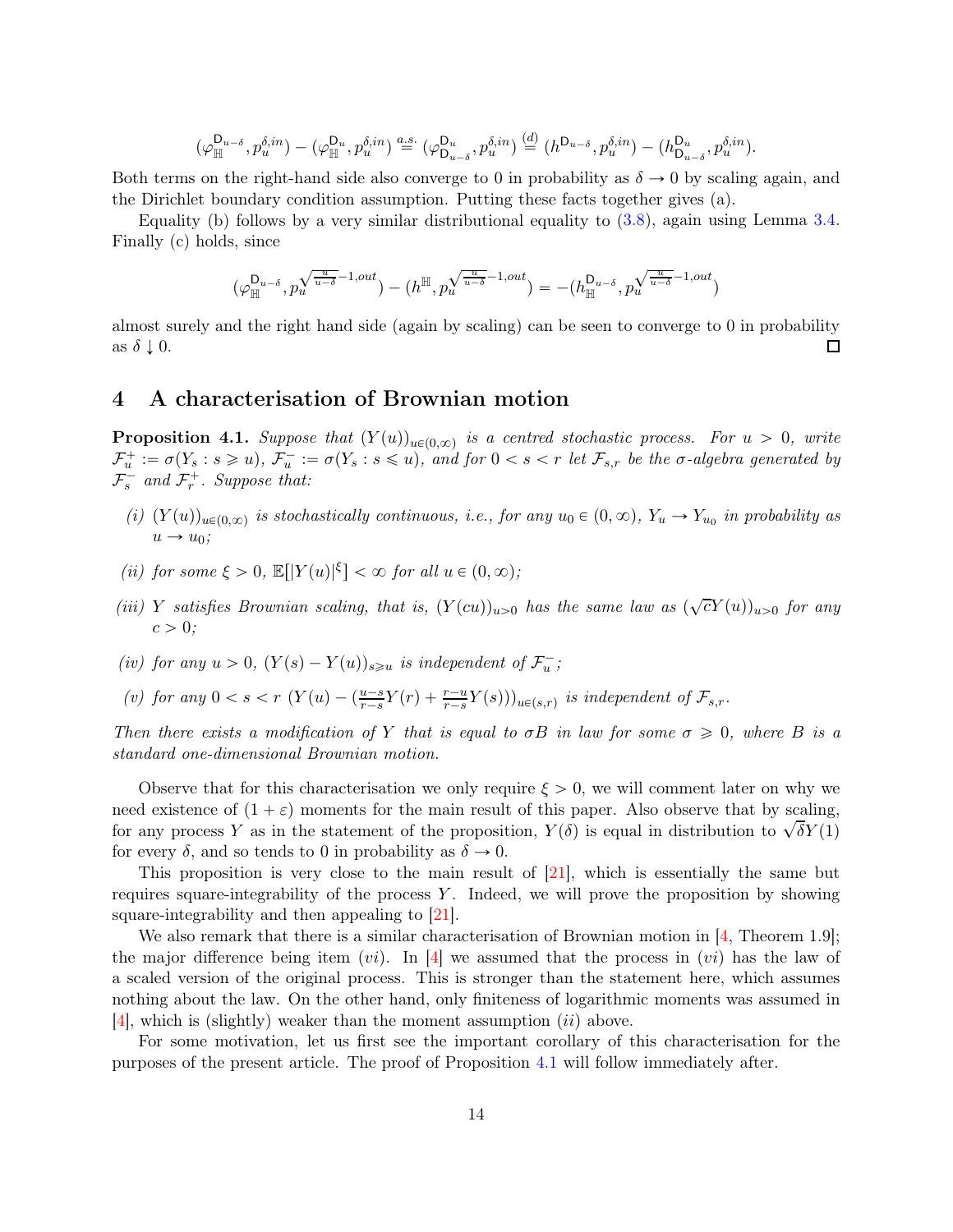$$(\varphi_{\mathbb{H}}^{\mathsf{D}_{u-\delta}}, p_u^{\delta,in}) - (\varphi_{\mathbb{H}}^{\mathsf{D}_u}, p_u^{\delta,in}) \overset{a.s.}{=} (\varphi_{\mathsf{D}_{u-\delta}}^{\mathsf{D}_u}, p_u^{\delta,in}) \overset{(d)}{=} (h^{\mathsf{D}_{u-\delta}}, p_u^{\delta,in}) - (h_{\mathsf{D}_{u-\delta}}^{\mathsf{D}_u}, p_u^{\delta,in}).$$

Both terms on the right-hand side also converge to 0 in probability as $\delta \to 0$ by scaling again, and the Dirichlet boundary condition assumption. Putting these facts together gives (a).

Equality (b) follows by a very similar distributional equality to (3.8), again using Lemma 3.4. Finally (c) holds, since

$$(\varphi_{\mathbb{H}}^{\mathsf{D}_{u-\delta}}, p_u^{\sqrt{\frac{u}{u-\delta}}-1,out}) - (h^{\mathbb{H}}, p_u^{\sqrt{\frac{u}{u-\delta}}-1,out}) = -(h_{\mathbb{H}}^{\mathsf{D}_{u-\delta}}, p_u^{\sqrt{\frac{u}{u-\delta}}-1,out})$$

almost surely and the right hand side (again by scaling) can be seen to converge to 0 in probability as $\delta \downarrow 0$. $\square$

## 4 A characterisation of Brownian motion

**Proposition 4.1.** *Suppose that $(Y(u))_{u\in(0,\infty)}$ is a centred stochastic process. For $u > 0$, write $\mathcal{F}_u^+ := \sigma(Y_s : s \geqslant u)$, $\mathcal{F}_u^- := \sigma(Y_s : s \leqslant u)$, and for $0 < s < r$ let $\mathcal{F}_{s,r}$ be the $\sigma$-algebra generated by $\mathcal{F}_s^-$ and $\mathcal{F}_r^+$. Suppose that:*

*(i) $(Y(u))_{u\in(0,\infty)}$ is stochastically continuous, i.e., for any $u_0 \in (0,\infty)$, $Y_u \to Y_{u_0}$ in probability as $u \to u_0$;*

*(ii) for some $\xi > 0$, $\mathbb{E}[|Y(u)|^\xi] < \infty$ for all $u \in (0,\infty)$;*

*(iii) $Y$ satisfies Brownian scaling, that is, $(Y(cu))_{u>0}$ has the same law as $(\sqrt{c}Y(u))_{u>0}$ for any $c > 0$;*

*(iv) for any $u > 0$, $(Y(s) - Y(u))_{s\geqslant u}$ is independent of $\mathcal{F}_u^-$;*

*(v) for any $0 < s < r$ $(Y(u) - (\frac{u-s}{r-s}Y(r) + \frac{r-u}{r-s}Y(s)))_{u\in(s,r)}$ is independent of $\mathcal{F}_{s,r}$.*

*Then there exists a modification of $Y$ that is equal to $\sigma B$ in law for some $\sigma \geqslant 0$, where $B$ is a standard one-dimensional Brownian motion.*

Observe that for this characterisation we only require $\xi > 0$, we will comment later on why we need existence of $(1+\varepsilon)$ moments for the main result of this paper. Also observe that by scaling, for any process $Y$ as in the statement of the proposition, $Y(\delta)$ is equal in distribution to $\sqrt{\delta}Y(1)$ for every $\delta$, and so tends to 0 in probability as $\delta \to 0$.

This proposition is very close to the main result of [21], which is essentially the same but requires square-integrability of the process $Y$. Indeed, we will prove the proposition by showing square-integrability and then appealing to [21].

We also remark that there is a similar characterisation of Brownian motion in [4, Theorem 1.9]; the major difference being item $(vi)$. In [4] we assumed that the process in $(vi)$ has the law of a scaled version of the original process. This is stronger than the statement here, which assumes nothing about the law. On the other hand, only finiteness of logarithmic moments was assumed in [4], which is (slightly) weaker than the moment assumption $(ii)$ above.

For some motivation, let us first see the important corollary of this characterisation for the purposes of the present article. The proof of Proposition 4.1 will follow immediately after.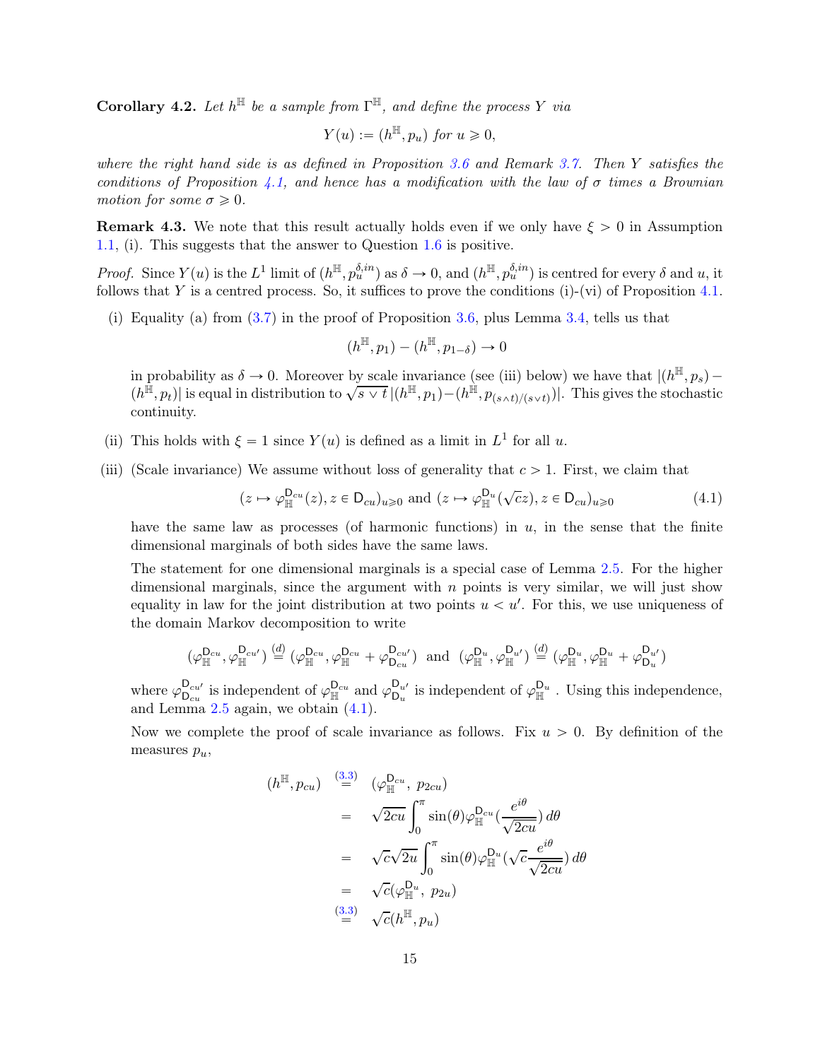**Corollary 4.2.** *Let $h^{\mathbb{H}}$ be a sample from $\Gamma^{\mathbb{H}}$, and define the process $Y$ via*

$$Y(u) := (h^{\mathbb{H}}, p_u) \text{ for } u \geqslant 0,$$

*where the right hand side is as defined in Proposition 3.6 and Remark 3.7. Then $Y$ satisfies the conditions of Proposition 4.1, and hence has a modification with the law of $\sigma$ times a Brownian motion for some $\sigma \geqslant 0$.*

**Remark 4.3.** We note that this result actually holds even if we only have $\xi > 0$ in Assumption 1.1, (i). This suggests that the answer to Question 1.6 is positive.

*Proof.* Since $Y(u)$ is the $L^1$ limit of $(h^{\mathbb{H}}, p_u^{\delta,in})$ as $\delta \to 0$, and $(h^{\mathbb{H}}, p_u^{\delta,in})$ is centred for every $\delta$ and $u$, it follows that $Y$ is a centred process. So, it suffices to prove the conditions (i)-(vi) of Proposition 4.1.

(i) Equality (a) from (3.7) in the proof of Proposition 3.6, plus Lemma 3.4, tells us that

$$(h^{\mathbb{H}}, p_1) - (h^{\mathbb{H}}, p_{1-\delta}) \to 0$$

in probability as $\delta \to 0$. Moreover by scale invariance (see (iii) below) we have that $|(h^{\mathbb{H}}, p_s) - (h^{\mathbb{H}}, p_t)|$ is equal in distribution to $\sqrt{s \vee t}\,|(h^{\mathbb{H}}, p_1) - (h^{\mathbb{H}}, p_{(s\wedge t)/(s \vee t)})|$. This gives the stochastic continuity.

(ii) This holds with $\xi = 1$ since $Y(u)$ is defined as a limit in $L^1$ for all $u$.

(iii) (Scale invariance) We assume without loss of generality that $c > 1$. First, we claim that

$$(z \mapsto \varphi_{\mathbb{H}}^{\mathsf{D}_{cu}}(z), z \in \mathsf{D}_{cu})_{u \geqslant 0} \text{ and } (z \mapsto \varphi_{\mathbb{H}}^{\mathsf{D}_u}(\sqrt{c}z), z \in \mathsf{D}_{cu})_{u \geqslant 0} \tag{4.1}$$

have the same law as processes (of harmonic functions) in $u$, in the sense that the finite dimensional marginals of both sides have the same laws.

The statement for one dimensional marginals is a special case of Lemma 2.5. For the higher dimensional marginals, since the argument with $n$ points is very similar, we will just show equality in law for the joint distribution at two points $u < u'$. For this, we use uniqueness of the domain Markov decomposition to write

$$(\varphi_{\mathbb{H}}^{\mathsf{D}_{cu}}, \varphi_{\mathbb{H}}^{\mathsf{D}_{cu'}}) \overset{(d)}{=} (\varphi_{\mathbb{H}}^{\mathsf{D}_{cu}}, \varphi_{\mathbb{H}}^{\mathsf{D}_{cu}} + \varphi_{\mathsf{D}_{cu}}^{\mathsf{D}_{cu'}}) \;\text{ and }\; (\varphi_{\mathbb{H}}^{\mathsf{D}_{u}}, \varphi_{\mathbb{H}}^{\mathsf{D}_{u'}}) \overset{(d)}{=} (\varphi_{\mathbb{H}}^{\mathsf{D}_{u}}, \varphi_{\mathbb{H}}^{\mathsf{D}_{u}} + \varphi_{\mathsf{D}_{u}}^{\mathsf{D}_{u'}})$$

where $\varphi_{\mathsf{D}_{cu}}^{\mathsf{D}_{cu'}}$ is independent of $\varphi_{\mathbb{H}}^{\mathsf{D}_{cu}}$ and $\varphi_{\mathsf{D}_{u}}^{\mathsf{D}_{u'}}$ is independent of $\varphi_{\mathbb{H}}^{\mathsf{D}_{u}}$. Using this independence, and Lemma 2.5 again, we obtain (4.1).

Now we complete the proof of scale invariance as follows. Fix $u > 0$. By definition of the measures $p_u$,

$$\begin{aligned}
(h^{\mathbb{H}}, p_{cu}) \;&\overset{(3.3)}{=}\; (\varphi_{\mathbb{H}}^{\mathsf{D}_{cu}},\; p_{2cu}) \\
&=\; \sqrt{2cu}\int_0^{\pi} \sin(\theta)\varphi_{\mathbb{H}}^{\mathsf{D}_{cu}}\Big(\frac{e^{i\theta}}{\sqrt{2cu}}\Big)\, d\theta \\
&=\; \sqrt{c}\sqrt{2u}\int_0^{\pi} \sin(\theta)\varphi_{\mathbb{H}}^{\mathsf{D}_{u}}\Big(\sqrt{c}\frac{e^{i\theta}}{\sqrt{2cu}}\Big)\, d\theta \\
&=\; \sqrt{c}(\varphi_{\mathbb{H}}^{\mathsf{D}_u},\; p_{2u}) \\
&\overset{(3.3)}{=}\; \sqrt{c}(h^{\mathbb{H}}, p_u)
\end{aligned}$$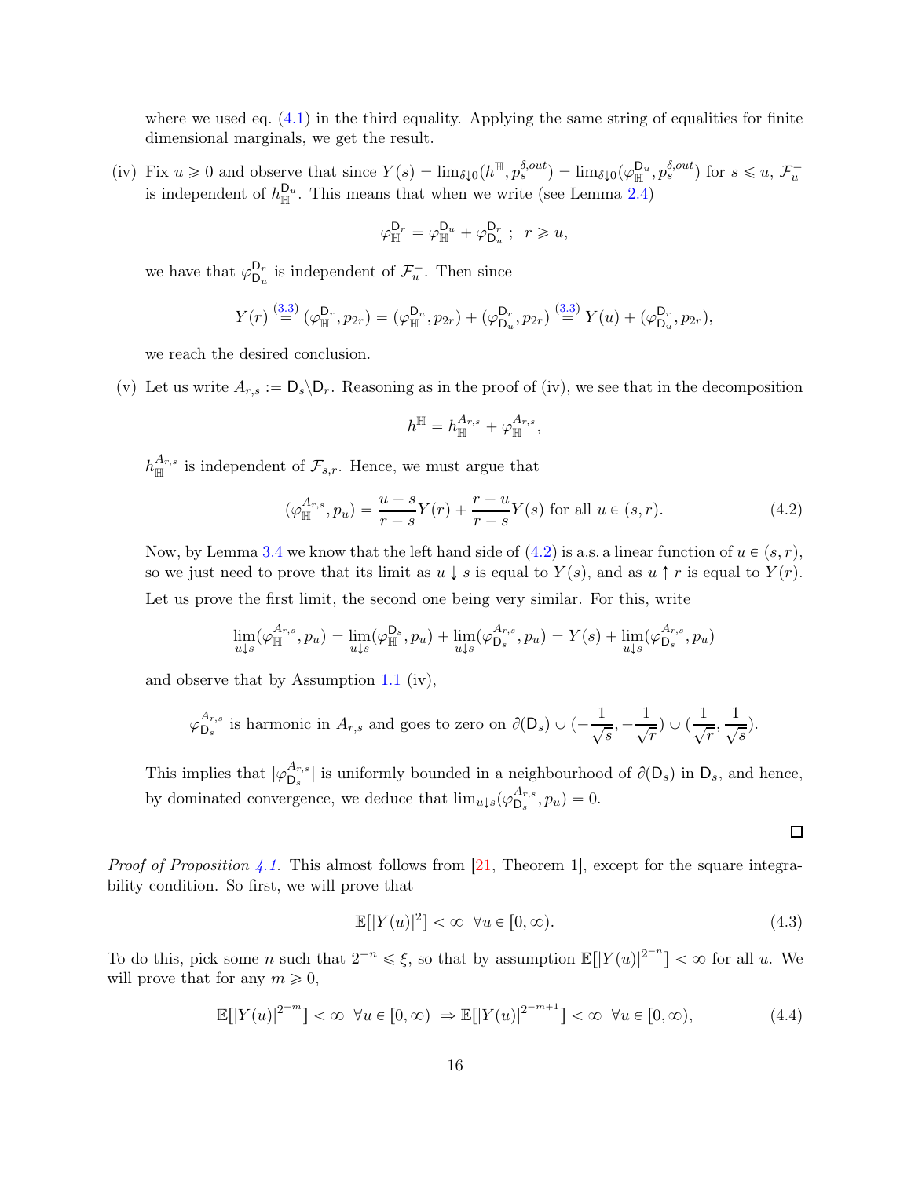where we used eq. (4.1) in the third equality. Applying the same string of equalities for finite dimensional marginals, we get the result.

(iv) Fix $u \geqslant 0$ and observe that since $Y(s) = \lim_{\delta\downarrow 0}(h^{\mathbb{H}}, p_s^{\delta,out}) = \lim_{\delta\downarrow 0}(\varphi_{\mathbb{H}}^{\mathsf{D}_u}, p_s^{\delta,out})$ for $s \leqslant u$, $\mathcal{F}_u^-$ is independent of $h_{\mathbb{H}}^{\mathsf{D}_u}$. This means that when we write (see Lemma 2.4)

$$\varphi_{\mathbb{H}}^{\mathsf{D}_r} = \varphi_{\mathbb{H}}^{\mathsf{D}_u} + \varphi_{\mathsf{D}_u}^{\mathsf{D}_r} \; ; \;\; r \geqslant u,$$

we have that $\varphi_{\mathsf{D}_u}^{\mathsf{D}_r}$ is independent of $\mathcal{F}_u^-$. Then since

$$Y(r) \overset{(3.3)}{=} (\varphi_{\mathbb{H}}^{\mathsf{D}_r}, p_{2r}) = (\varphi_{\mathbb{H}}^{\mathsf{D}_u}, p_{2r}) + (\varphi_{\mathsf{D}_u}^{\mathsf{D}_r}, p_{2r}) \overset{(3.3)}{=} Y(u) + (\varphi_{\mathsf{D}_u}^{\mathsf{D}_r}, p_{2r}),$$

we reach the desired conclusion.

(v) Let us write $A_{r,s} := \mathsf{D}_s \backslash \overline{\mathsf{D}_r}$. Reasoning as in the proof of (iv), we see that in the decomposition

$$h^{\mathbb{H}} = h_{\mathbb{H}}^{A_{r,s}} + \varphi_{\mathbb{H}}^{A_{r,s}},$$

$h_{\mathbb{H}}^{A_{r,s}}$ is independent of $\mathcal{F}_{s,r}$. Hence, we must argue that

$$(\varphi_{\mathbb{H}}^{A_{r,s}}, p_u) = \frac{u-s}{r-s} Y(r) + \frac{r-u}{r-s} Y(s) \text{ for all } u \in (s,r). \tag{4.2}$$

Now, by Lemma 3.4 we know that the left hand side of (4.2) is a.s. a linear function of $u \in (s,r)$, so we just need to prove that its limit as $u \downarrow s$ is equal to $Y(s)$, and as $u \uparrow r$ is equal to $Y(r)$. Let us prove the first limit, the second one being very similar. For this, write

$$\lim_{u\downarrow s}(\varphi_{\mathbb{H}}^{A_{r,s}}, p_u) = \lim_{u\downarrow s}(\varphi_{\mathbb{H}}^{\mathsf{D}_s}, p_u) + \lim_{u\downarrow s}(\varphi_{\mathsf{D}_s}^{A_{r,s}}, p_u) = Y(s) + \lim_{u\downarrow s}(\varphi_{\mathsf{D}_s}^{A_{r,s}}, p_u)$$

and observe that by Assumption 1.1 (iv),

$$\varphi_{\mathsf{D}_s}^{A_{r,s}} \text{ is harmonic in } A_{r,s} \text{ and goes to zero on } \partial(\mathsf{D}_s) \cup (-\frac{1}{\sqrt{s}}, -\frac{1}{\sqrt{r}}) \cup (\frac{1}{\sqrt{r}}, \frac{1}{\sqrt{s}}).$$

This implies that $|\varphi_{\mathsf{D}_s}^{A_{r,s}}|$ is uniformly bounded in a neighbourhood of $\partial(\mathsf{D}_s)$ in $\mathsf{D}_s$, and hence, by dominated convergence, we deduce that $\lim_{u\downarrow s}(\varphi_{\mathsf{D}_s}^{A_{r,s}}, p_u) = 0$.

□

*Proof of Proposition 4.1.* This almost follows from [21, Theorem 1], except for the square integrability condition. So first, we will prove that

$$\mathbb{E}[|Y(u)|^2] < \infty \;\; \forall u \in [0,\infty). \tag{4.3}$$

To do this, pick some $n$ such that $2^{-n} \leqslant \xi$, so that by assumption $\mathbb{E}[|Y(u)|^{2^{-n}}] < \infty$ for all $u$. We will prove that for any $m \geqslant 0$,

$$\mathbb{E}[|Y(u)|^{2^{-m}}] < \infty \;\; \forall u \in [0,\infty) \;\Rightarrow \mathbb{E}[|Y(u)|^{2^{-m+1}}] < \infty \;\; \forall u \in [0,\infty), \tag{4.4}$$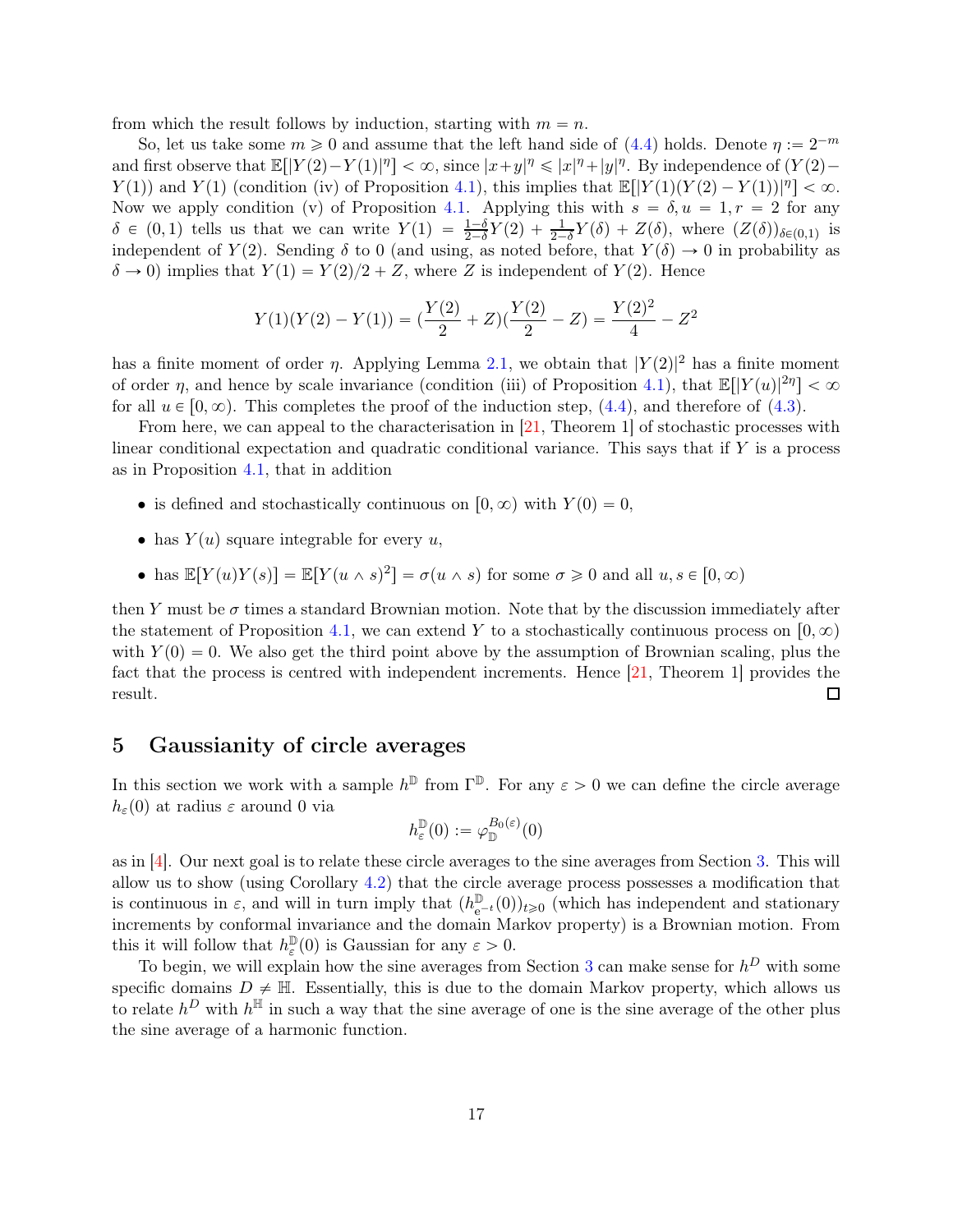from which the result follows by induction, starting with $m = n$.

So, let us take some $m \geqslant 0$ and assume that the left hand side of (4.4) holds. Denote $\eta := 2^{-m}$ and first observe that $\mathbb{E}[|Y(2)-Y(1)|^\eta] < \infty$, since $|x+y|^\eta \leqslant |x|^\eta + |y|^\eta$. By independence of $(Y(2)-Y(1))$ and $Y(1)$ (condition (iv) of Proposition 4.1), this implies that $\mathbb{E}[|Y(1)(Y(2)-Y(1))|^\eta] < \infty$. Now we apply condition (v) of Proposition 4.1. Applying this with $s = \delta, u = 1, r = 2$ for any $\delta \in (0,1)$ tells us that we can write $Y(1) = \frac{1-\delta}{2-\delta}Y(2) + \frac{1}{2-\delta}Y(\delta) + Z(\delta)$, where $(Z(\delta))_{\delta \in (0,1)}$ is independent of $Y(2)$. Sending $\delta$ to 0 (and using, as noted before, that $Y(\delta) \to 0$ in probability as $\delta \to 0$) implies that $Y(1) = Y(2)/2 + Z$, where $Z$ is independent of $Y(2)$. Hence

$$Y(1)(Y(2)-Y(1)) = (\frac{Y(2)}{2} + Z)(\frac{Y(2)}{2} - Z) = \frac{Y(2)^2}{4} - Z^2$$

has a finite moment of order $\eta$. Applying Lemma 2.1, we obtain that $|Y(2)|^2$ has a finite moment of order $\eta$, and hence by scale invariance (condition (iii) of Proposition 4.1), that $\mathbb{E}[|Y(u)|^{2\eta}] < \infty$ for all $u \in [0,\infty)$. This completes the proof of the induction step, (4.4), and therefore of (4.3).

From here, we can appeal to the characterisation in [21, Theorem 1] of stochastic processes with linear conditional expectation and quadratic conditional variance. This says that if $Y$ is a process as in Proposition 4.1, that in addition

- is defined and stochastically continuous on $[0,\infty)$ with $Y(0) = 0$,
- has $Y(u)$ square integrable for every $u$,
- has $\mathbb{E}[Y(u)Y(s)] = \mathbb{E}[Y(u \wedge s)^2] = \sigma(u \wedge s)$ for some $\sigma \geqslant 0$ and all $u, s \in [0,\infty)$

then $Y$ must be $\sigma$ times a standard Brownian motion. Note that by the discussion immediately after the statement of Proposition 4.1, we can extend $Y$ to a stochastically continuous process on $[0,\infty)$ with $Y(0) = 0$. We also get the third point above by the assumption of Brownian scaling, plus the fact that the process is centred with independent increments. Hence [21, Theorem 1] provides the result. □

## 5 Gaussianity of circle averages

In this section we work with a sample $h^{\mathbb{D}}$ from $\Gamma^{\mathbb{D}}$. For any $\varepsilon > 0$ we can define the circle average $h_\varepsilon(0)$ at radius $\varepsilon$ around 0 via

$$h_\varepsilon^{\mathbb{D}}(0) := \varphi_{\mathbb{D}}^{B_0(\varepsilon)}(0)$$

as in [4]. Our next goal is to relate these circle averages to the sine averages from Section 3. This will allow us to show (using Corollary 4.2) that the circle average process possesses a modification that is continuous in $\varepsilon$, and will in turn imply that $(h_{e^{-t}}^{\mathbb{D}}(0))_{t \geqslant 0}$ (which has independent and stationary increments by conformal invariance and the domain Markov property) is a Brownian motion. From this it will follow that $h_\varepsilon^{\mathbb{D}}(0)$ is Gaussian for any $\varepsilon > 0$.

To begin, we will explain how the sine averages from Section 3 can make sense for $h^D$ with some specific domains $D \neq \mathbb{H}$. Essentially, this is due to the domain Markov property, which allows us to relate $h^D$ with $h^{\mathbb{H}}$ in such a way that the sine average of one is the sine average of the other plus the sine average of a harmonic function.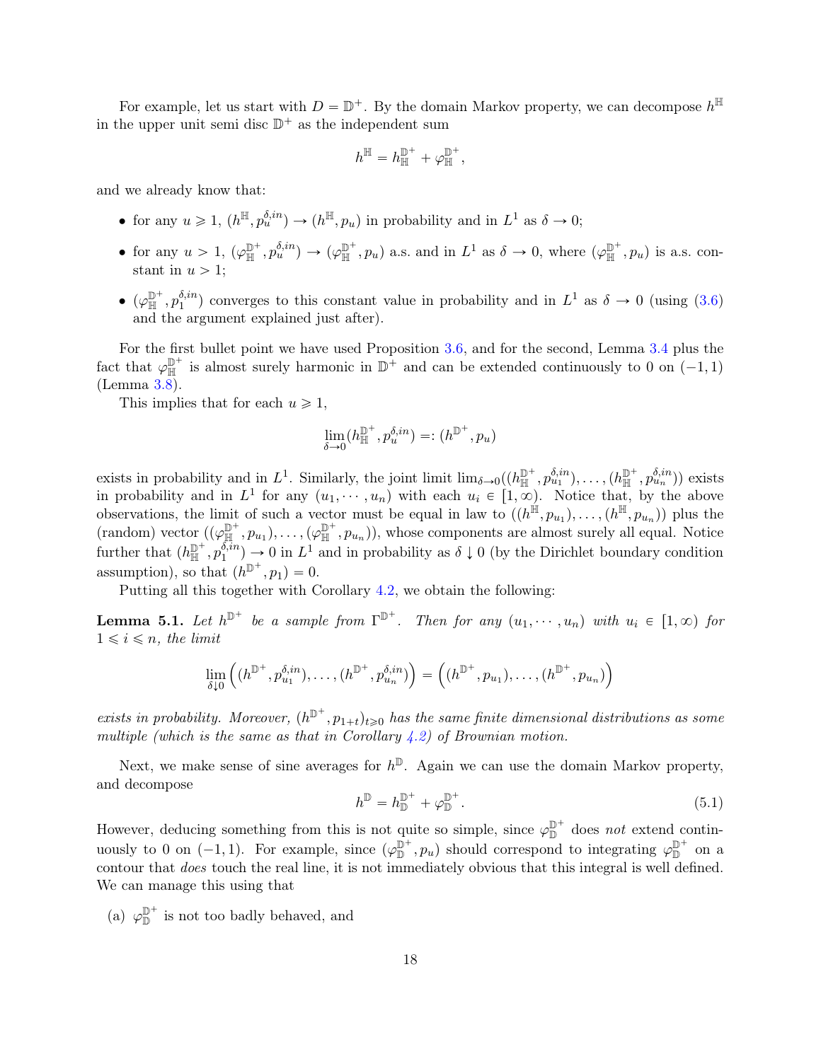For example, let us start with $D = \mathbb{D}^+$. By the domain Markov property, we can decompose $h^{\mathbb{H}}$ in the upper unit semi disc $\mathbb{D}^+$ as the independent sum

$$h^{\mathbb{H}} = h_{\mathbb{H}}^{\mathbb{D}^+} + \varphi_{\mathbb{H}}^{\mathbb{D}^+},$$

and we already know that:

- for any $u \geqslant 1$, $(h^{\mathbb{H}}, p_u^{\delta,in}) \to (h^{\mathbb{H}}, p_u)$ in probability and in $L^1$ as $\delta \to 0$;
- for any $u > 1$, $(\varphi_{\mathbb{H}}^{\mathbb{D}^+}, p_u^{\delta,in}) \to (\varphi_{\mathbb{H}}^{\mathbb{D}^+}, p_u)$ a.s. and in $L^1$ as $\delta \to 0$, where $(\varphi_{\mathbb{H}}^{\mathbb{D}^+}, p_u)$ is a.s. constant in $u > 1$;
- $(\varphi_{\mathbb{H}}^{\mathbb{D}^+}, p_1^{\delta,in})$ converges to this constant value in probability and in $L^1$ as $\delta \to 0$ (using (3.6) and the argument explained just after).

For the first bullet point we have used Proposition 3.6, and for the second, Lemma 3.4 plus the fact that $\varphi_{\mathbb{H}}^{\mathbb{D}^+}$ is almost surely harmonic in $\mathbb{D}^+$ and can be extended continuously to 0 on $(-1,1)$ (Lemma 3.8).

This implies that for each $u \geqslant 1$,

$$\lim_{\delta \to 0} (h_{\mathbb{H}}^{\mathbb{D}^+}, p_u^{\delta,in}) =: (h^{\mathbb{D}^+}, p_u)$$

exists in probability and in $L^1$. Similarly, the joint limit $\lim_{\delta \to 0}((h_{\mathbb{H}}^{\mathbb{D}^+}, p_{u_1}^{\delta,in}), \ldots, (h_{\mathbb{H}}^{\mathbb{D}^+}, p_{u_n}^{\delta,in}))$ exists in probability and in $L^1$ for any $(u_1, \cdots, u_n)$ with each $u_i \in [1, \infty)$. Notice that, by the above observations, the limit of such a vector must be equal in law to $((h^{\mathbb{H}}, p_{u_1}), \ldots, (h^{\mathbb{H}}, p_{u_n}))$ plus the (random) vector $((\varphi_{\mathbb{H}}^{\mathbb{D}^+}, p_{u_1}), \ldots, (\varphi_{\mathbb{H}}^{\mathbb{D}^+}, p_{u_n}))$, whose components are almost surely all equal. Notice further that $(h_{\mathbb{H}}^{\mathbb{D}^+}, p_1^{\delta,in}) \to 0$ in $L^1$ and in probability as $\delta \downarrow 0$ (by the Dirichlet boundary condition assumption), so that $(h^{\mathbb{D}^+}, p_1) = 0$.

Putting all this together with Corollary 4.2, we obtain the following:

**Lemma 5.1.** *Let $h^{\mathbb{D}^+}$ be a sample from $\Gamma^{\mathbb{D}^+}$. Then for any $(u_1, \cdots, u_n)$ with $u_i \in [1, \infty)$ for $1 \leqslant i \leqslant n$, the limit*

$$\lim_{\delta \downarrow 0} \Big( (h^{\mathbb{D}^+}, p_{u_1}^{\delta,in}), \ldots, (h^{\mathbb{D}^+}, p_{u_n}^{\delta,in}) \Big) = \Big( (h^{\mathbb{D}^+}, p_{u_1}), \ldots, (h^{\mathbb{D}^+}, p_{u_n}) \Big)$$

*exists in probability. Moreover, $(h^{\mathbb{D}^+}, p_{1+t})_{t \geqslant 0}$ has the same finite dimensional distributions as some multiple (which is the same as that in Corollary 4.2) of Brownian motion.*

Next, we make sense of sine averages for $h^{\mathbb{D}}$. Again we can use the domain Markov property, and decompose

$$h^{\mathbb{D}} = h_{\mathbb{D}}^{\mathbb{D}^+} + \varphi_{\mathbb{D}}^{\mathbb{D}^+}. \tag{5.1}$$

However, deducing something from this is not quite so simple, since $\varphi_{\mathbb{D}}^{\mathbb{D}^+}$ does *not* extend continuously to 0 on $(-1,1)$. For example, since $(\varphi_{\mathbb{D}}^{\mathbb{D}^+}, p_u)$ should correspond to integrating $\varphi_{\mathbb{D}}^{\mathbb{D}^+}$ on a contour that *does* touch the real line, it is not immediately obvious that this integral is well defined. We can manage this using that

(a) $\varphi_{\mathbb{D}}^{\mathbb{D}^+}$ is not too badly behaved, and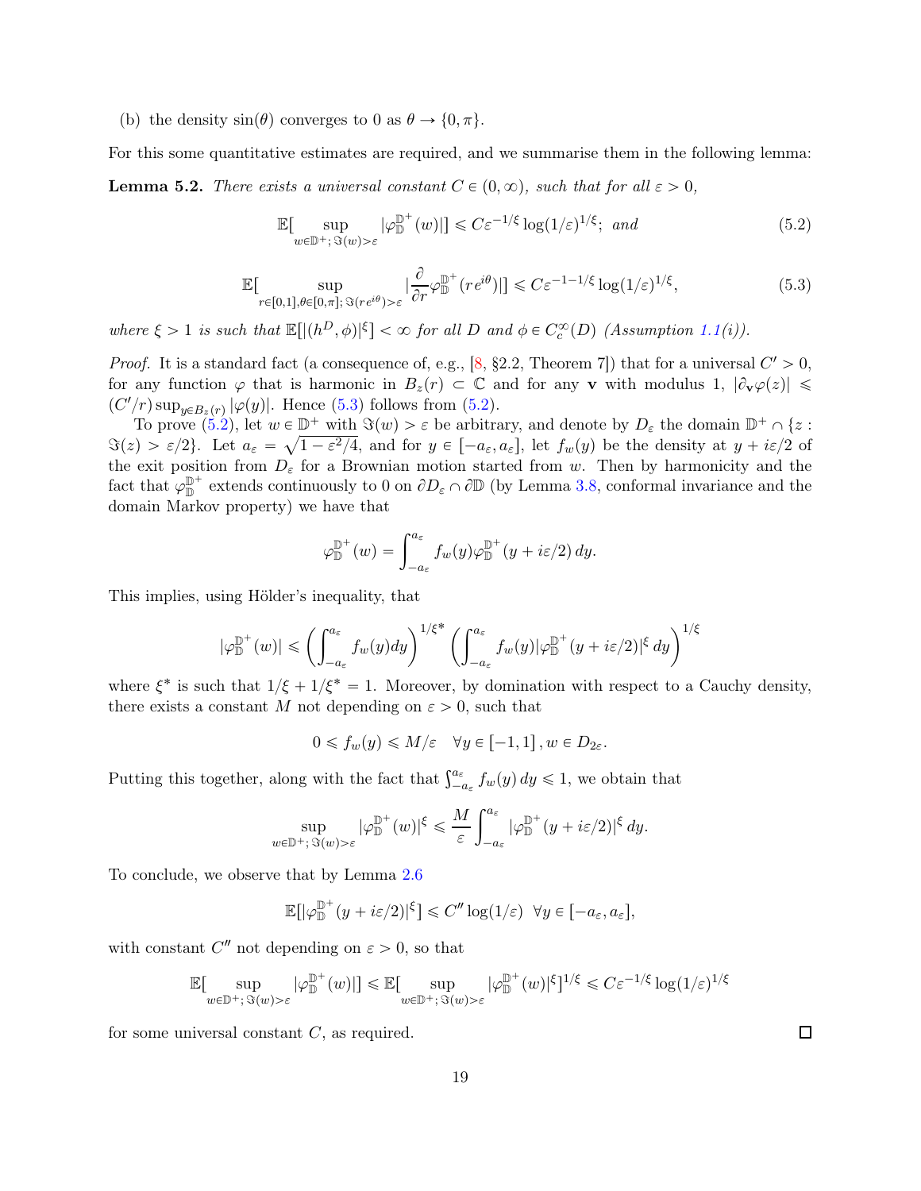(b) the density $\sin(\theta)$ converges to 0 as $\theta \to \{0, \pi\}$.

For this some quantitative estimates are required, and we summarise them in the following lemma:

**Lemma 5.2.** *There exists a universal constant $C \in (0, \infty)$, such that for all $\varepsilon > 0$,*

$$\mathbb{E}[\sup_{w \in \mathbb{D}^+; \Im(w) > \varepsilon} |\varphi_{\mathbb{D}}^{\mathbb{D}^+}(w)|] \leqslant C\varepsilon^{-1/\xi} \log(1/\varepsilon)^{1/\xi}; \text{ and} \tag{5.2}$$

$$\mathbb{E}[\sup_{r \in [0,1], \theta \in [0,\pi]; \Im(re^{i\theta}) > \varepsilon} |\frac{\partial}{\partial r} \varphi_{\mathbb{D}}^{\mathbb{D}^+}(re^{i\theta})|] \leqslant C\varepsilon^{-1-1/\xi} \log(1/\varepsilon)^{1/\xi}, \tag{5.3}$$

*where $\xi > 1$ is such that $\mathbb{E}[|(h^D, \phi)|^\xi] < \infty$ for all $D$ and $\phi \in C_c^\infty(D)$ (Assumption 1.1(i)).*

*Proof.* It is a standard fact (a consequence of, e.g., [8, §2.2, Theorem 7]) that for a universal $C' > 0$, for any function $\varphi$ that is harmonic in $B_z(r) \subset \mathbb{C}$ and for any $\mathbf{v}$ with modulus 1, $|\partial_{\mathbf{v}} \varphi(z)| \leqslant (C'/r) \sup_{y \in B_z(r)} |\varphi(y)|$. Hence (5.3) follows from (5.2).

To prove (5.2), let $w \in \mathbb{D}^+$ with $\Im(w) > \varepsilon$ be arbitrary, and denote by $D_\varepsilon$ the domain $\mathbb{D}^+ \cap \{z : \Im(z) > \varepsilon/2\}$. Let $a_\varepsilon = \sqrt{1 - \varepsilon^2/4}$, and for $y \in [-a_\varepsilon, a_\varepsilon]$, let $f_w(y)$ be the density at $y + i\varepsilon/2$ of the exit position from $D_\varepsilon$ for a Brownian motion started from $w$. Then by harmonicity and the fact that $\varphi_{\mathbb{D}}^{\mathbb{D}^+}$ extends continuously to 0 on $\partial D_\varepsilon \cap \partial \mathbb{D}$ (by Lemma 3.8, conformal invariance and the domain Markov property) we have that

$$\varphi_{\mathbb{D}}^{\mathbb{D}^+}(w) = \int_{-a_\varepsilon}^{a_\varepsilon} f_w(y) \varphi_{\mathbb{D}}^{\mathbb{D}^+}(y + i\varepsilon/2)\, dy.$$

This implies, using Hölder's inequality, that

$$|\varphi_{\mathbb{D}}^{\mathbb{D}^+}(w)| \leqslant \left( \int_{-a_\varepsilon}^{a_\varepsilon} f_w(y) dy \right)^{1/\xi^*} \left( \int_{-a_\varepsilon}^{a_\varepsilon} f_w(y) |\varphi_{\mathbb{D}}^{\mathbb{D}^+}(y + i\varepsilon/2)|^\xi\, dy \right)^{1/\xi}$$

where $\xi^*$ is such that $1/\xi + 1/\xi^* = 1$. Moreover, by domination with respect to a Cauchy density, there exists a constant $M$ not depending on $\varepsilon > 0$, such that

$$0 \leqslant f_w(y) \leqslant M/\varepsilon \quad \forall y \in [-1, 1], w \in D_{2\varepsilon}.$$

Putting this together, along with the fact that $\int_{-a_\varepsilon}^{a_\varepsilon} f_w(y)\, dy \leqslant 1$, we obtain that

$$\sup_{w \in \mathbb{D}^+; \Im(w) > \varepsilon} |\varphi_{\mathbb{D}}^{\mathbb{D}^+}(w)|^\xi \leqslant \frac{M}{\varepsilon} \int_{-a_\varepsilon}^{a_\varepsilon} |\varphi_{\mathbb{D}}^{\mathbb{D}^+}(y + i\varepsilon/2)|^\xi\, dy.$$

To conclude, we observe that by Lemma 2.6

$$\mathbb{E}[|\varphi_{\mathbb{D}}^{\mathbb{D}^+}(y + i\varepsilon/2)|^\xi] \leqslant C'' \log(1/\varepsilon) \;\; \forall y \in [-a_\varepsilon, a_\varepsilon],$$

with constant $C''$ not depending on $\varepsilon > 0$, so that

$$\mathbb{E}[\sup_{w \in \mathbb{D}^+; \Im(w) > \varepsilon} |\varphi_{\mathbb{D}}^{\mathbb{D}^+}(w)|] \leqslant \mathbb{E}[\sup_{w \in \mathbb{D}^+; \Im(w) > \varepsilon} |\varphi_{\mathbb{D}}^{\mathbb{D}^+}(w)|^\xi]^{1/\xi} \leqslant C\varepsilon^{-1/\xi} \log(1/\varepsilon)^{1/\xi}$$

for some universal constant $C$, as required. ◻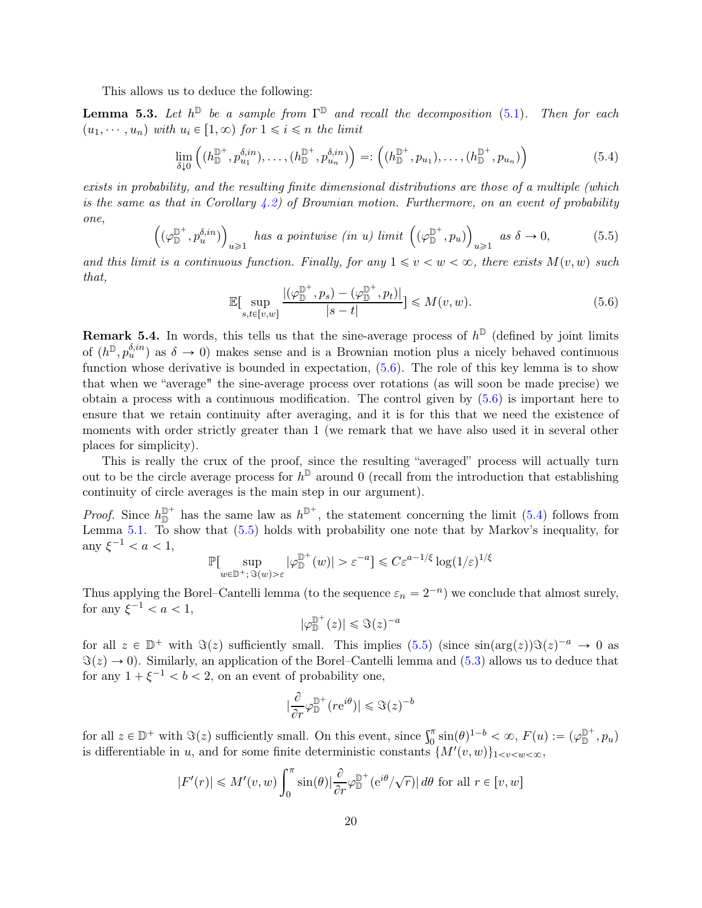This allows us to deduce the following:

**Lemma 5.3.** *Let $h^{\mathbb{D}}$ be a sample from $\Gamma^{\mathbb{D}}$ and recall the decomposition (5.1). Then for each $(u_1, \cdots, u_n)$ with $u_i \in [1, \infty)$ for $1 \leqslant i \leqslant n$ the limit*

$$\lim_{\delta \downarrow 0} \left( (h_{\mathbb{D}}^{\mathbb{D}^+}, p_{u_1}^{\delta, in}), \ldots, (h_{\mathbb{D}}^{\mathbb{D}^+}, p_{u_n}^{\delta, in}) \right) =: \left( (h_{\mathbb{D}}^{\mathbb{D}^+}, p_{u_1}), \ldots, (h_{\mathbb{D}}^{\mathbb{D}^+}, p_{u_n}) \right) \tag{5.4}$$

*exists in probability, and the resulting finite dimensional distributions are those of a multiple (which is the same as that in Corollary 4.2) of Brownian motion. Furthermore, on an event of probability one,*

$$\left( (\varphi_{\mathbb{D}}^{\mathbb{D}^+}, p_u^{\delta, in}) \right)_{u \geqslant 1} \text{ has a pointwise (in } u\text{) limit } \left( (\varphi_{\mathbb{D}}^{\mathbb{D}^+}, p_u) \right)_{u \geqslant 1} \text{ as } \delta \to 0, \tag{5.5}$$

*and this limit is a continuous function. Finally, for any $1 \leqslant v < w < \infty$, there exists $M(v, w)$ such that,*

$$\mathbb{E}[\sup_{s,t \in [v,w]} \frac{|(\varphi_{\mathbb{D}}^{\mathbb{D}^+}, p_s) - (\varphi_{\mathbb{D}}^{\mathbb{D}^+}, p_t)|}{|s-t|}] \leqslant M(v, w). \tag{5.6}$$

**Remark 5.4.** In words, this tells us that the sine-average process of $h^{\mathbb{D}}$ (defined by joint limits of $(h^{\mathbb{D}}, p_u^{\delta, in})$ as $\delta \to 0$) makes sense and is a Brownian motion plus a nicely behaved continuous function whose derivative is bounded in expectation, (5.6). The role of this key lemma is to show that when we "average" the sine-average process over rotations (as will soon be made precise) we obtain a process with a continuous modification. The control given by (5.6) is important here to ensure that we retain continuity after averaging, and it is for this that we need the existence of moments with order strictly greater than 1 (we remark that we have also used it in several other places for simplicity).

This is really the crux of the proof, since the resulting "averaged" process will actually turn out to be the circle average process for $h^{\mathbb{D}}$ around 0 (recall from the introduction that establishing continuity of circle averages is the main step in our argument).

*Proof.* Since $h_{\mathbb{D}}^{\mathbb{D}^+}$ has the same law as $h^{\mathbb{D}^+}$, the statement concerning the limit (5.4) follows from Lemma 5.1. To show that (5.5) holds with probability one note that by Markov's inequality, for any $\xi^{-1} < a < 1$,

$$\mathbb{P}[\sup_{w \in \mathbb{D}^+; \Im(w) > \varepsilon} |\varphi_{\mathbb{D}}^{\mathbb{D}^+}(w)| > \varepsilon^{-a}] \leqslant C\varepsilon^{a - 1/\xi} \log(1/\varepsilon)^{1/\xi}$$

Thus applying the Borel–Cantelli lemma (to the sequence $\varepsilon_n = 2^{-n}$) we conclude that almost surely, for any $\xi^{-1} < a < 1$,

$$|\varphi_{\mathbb{D}}^{\mathbb{D}^+}(z)| \leqslant \Im(z)^{-a}$$

for all $z \in \mathbb{D}^+$ with $\Im(z)$ sufficiently small. This implies (5.5) (since $\sin(\arg(z))\Im(z)^{-a} \to 0$ as $\Im(z) \to 0$). Similarly, an application of the Borel–Cantelli lemma and (5.3) allows us to deduce that for any $1 + \xi^{-1} < b < 2$, on an event of probability one,

$$|\frac{\partial}{\partial r} \varphi_{\mathbb{D}}^{\mathbb{D}^+}(re^{i\theta})| \leqslant \Im(z)^{-b}$$

for all $z \in \mathbb{D}^+$ with $\Im(z)$ sufficiently small. On this event, since $\int_0^\pi \sin(\theta)^{1-b} < \infty$, $F(u) := (\varphi_{\mathbb{D}}^{\mathbb{D}^+}, p_u)$ is differentiable in $u$, and for some finite deterministic constants $\{M'(v, w)\}_{1 < v < w < \infty}$,

$$|F'(r)| \leqslant M'(v, w) \int_0^\pi \sin(\theta) |\frac{\partial}{\partial r} \varphi_{\mathbb{D}}^{\mathbb{D}^+}(e^{i\theta}/\sqrt{r})| \, d\theta \text{ for all } r \in [v, w]$$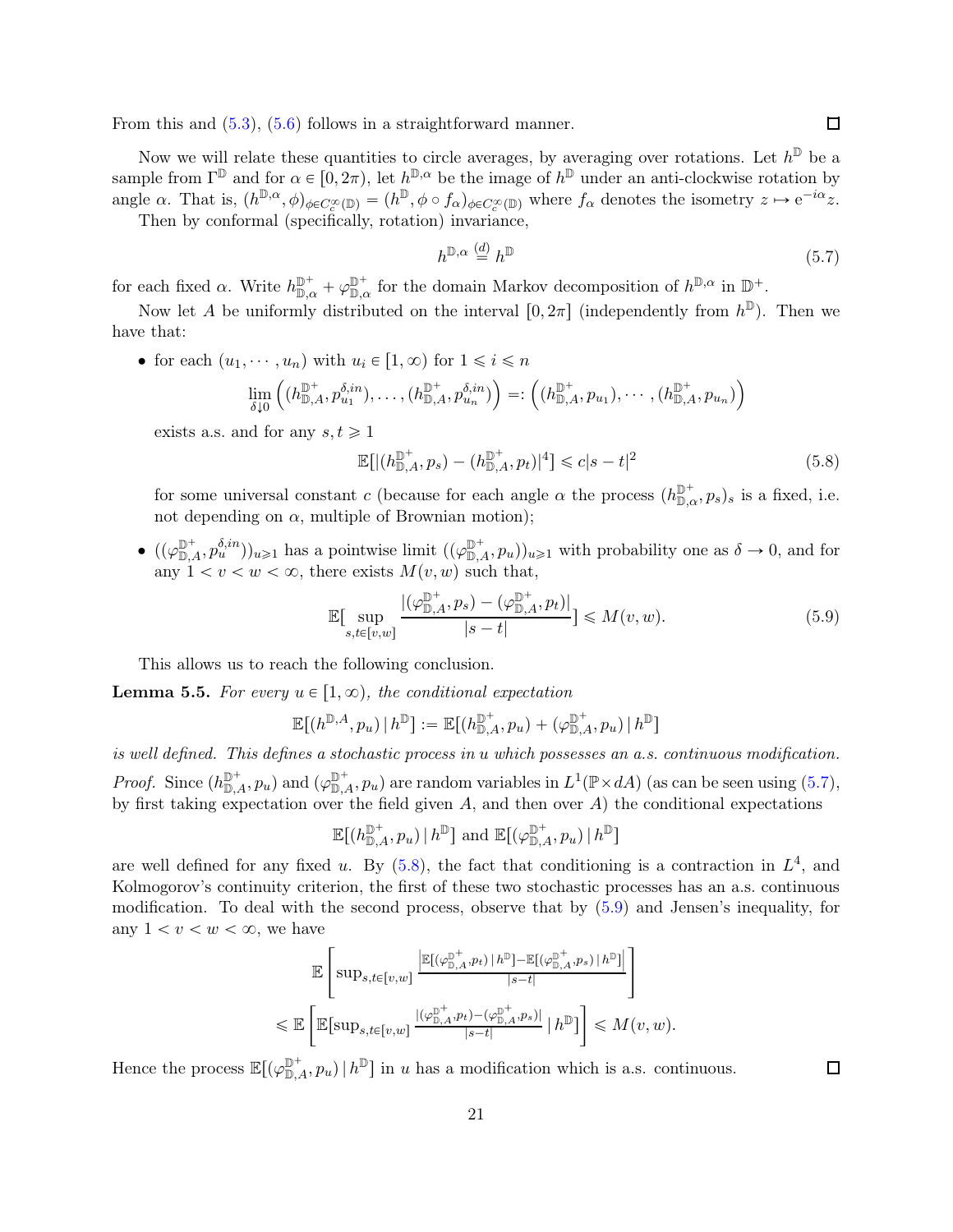From this and (5.3), (5.6) follows in a straightforward manner. ☐

Now we will relate these quantities to circle averages, by averaging over rotations. Let $h^{\mathbb{D}}$ be a sample from $\Gamma^{\mathbb{D}}$ and for $\alpha \in [0, 2\pi)$, let $h^{\mathbb{D},\alpha}$ be the image of $h^{\mathbb{D}}$ under an anti-clockwise rotation by angle $\alpha$. That is, $(h^{\mathbb{D},\alpha}, \phi)_{\phi \in C_c^\infty(\mathbb{D})} = (h^{\mathbb{D}}, \phi \circ f_\alpha)_{\phi \in C_c^\infty(\mathbb{D})}$ where $f_\alpha$ denotes the isometry $z \mapsto \mathrm{e}^{-i\alpha} z$.

Then by conformal (specifically, rotation) invariance,

$$h^{\mathbb{D},\alpha} \overset{(d)}{=} h^{\mathbb{D}} \tag{5.7}$$

for each fixed $\alpha$. Write $h_{\mathbb{D},\alpha}^{\mathbb{D}^+} + \varphi_{\mathbb{D},\alpha}^{\mathbb{D}^+}$ for the domain Markov decomposition of $h^{\mathbb{D},\alpha}$ in $\mathbb{D}^+$.

Now let $A$ be uniformly distributed on the interval $[0, 2\pi]$ (independently from $h^{\mathbb{D}}$). Then we have that:

- for each $(u_1, \cdots, u_n)$ with $u_i \in [1, \infty)$ for $1 \leqslant i \leqslant n$
$$\lim_{\delta \downarrow 0} \Big( (h_{\mathbb{D},A}^{\mathbb{D}^+}, p_{u_1}^{\delta, in}), \ldots, (h_{\mathbb{D},A}^{\mathbb{D}^+}, p_{u_n}^{\delta, in}) \Big) =: \Big( (h_{\mathbb{D},A}^{\mathbb{D}^+}, p_{u_1}), \cdots, (h_{\mathbb{D},A}^{\mathbb{D}^+}, p_{u_n}) \Big)$$
exists a.s. and for any $s, t \geqslant 1$
$$\mathbb{E}[|(h_{\mathbb{D},A}^{\mathbb{D}^+}, p_s) - (h_{\mathbb{D},A}^{\mathbb{D}^+}, p_t)|^4] \leqslant c|s-t|^2 \tag{5.8}$$
for some universal constant $c$ (because for each angle $\alpha$ the process $(h_{\mathbb{D},\alpha}^{\mathbb{D}^+}, p_s)_s$ is a fixed, i.e. not depending on $\alpha$, multiple of Brownian motion);
- $((\varphi_{\mathbb{D},A}^{\mathbb{D}^+}, p_u^{\delta, in}))_{u \geqslant 1}$ has a pointwise limit $((\varphi_{\mathbb{D},A}^{\mathbb{D}^+}, p_u))_{u \geqslant 1}$ with probability one as $\delta \to 0$, and for any $1 < v < w < \infty$, there exists $M(v, w)$ such that,
$$\mathbb{E}[\sup_{s,t \in [v,w]} \frac{|(\varphi_{\mathbb{D},A}^{\mathbb{D}^+}, p_s) - (\varphi_{\mathbb{D},A}^{\mathbb{D}^+}, p_t)|}{|s-t|}] \leqslant M(v, w). \tag{5.9}$$

This allows us to reach the following conclusion.

**Lemma 5.5.** *For every $u \in [1, \infty)$, the conditional expectation*

$$\mathbb{E}[(h^{\mathbb{D},A}, p_u) \mid h^{\mathbb{D}}] := \mathbb{E}[(h_{\mathbb{D},A}^{\mathbb{D}^+}, p_u) + (\varphi_{\mathbb{D},A}^{\mathbb{D}^+}, p_u) \mid h^{\mathbb{D}}]$$

*is well defined. This defines a stochastic process in $u$ which possesses an a.s. continuous modification.*

*Proof.* Since $(h_{\mathbb{D},A}^{\mathbb{D}^+}, p_u)$ and $(\varphi_{\mathbb{D},A}^{\mathbb{D}^+}, p_u)$ are random variables in $L^1(\mathbb{P} \times dA)$ (as can be seen using (5.7), by first taking expectation over the field given $A$, and then over $A$) the conditional expectations

$$\mathbb{E}[(h_{\mathbb{D},A}^{\mathbb{D}^+}, p_u) \mid h^{\mathbb{D}}] \text{ and } \mathbb{E}[(\varphi_{\mathbb{D},A}^{\mathbb{D}^+}, p_u) \mid h^{\mathbb{D}}]$$

are well defined for any fixed $u$. By (5.8), the fact that conditioning is a contraction in $L^4$, and Kolmogorov's continuity criterion, the first of these two stochastic processes has an a.s. continuous modification. To deal with the second process, observe that by (5.9) and Jensen's inequality, for any $1 < v < w < \infty$, we have

$$\begin{aligned}
&\mathbb{E}\left[ \sup_{s,t \in [v,w]} \frac{\left| \mathbb{E}[(\varphi_{\mathbb{D},A}^{\mathbb{D}^+}, p_t) \mid h^{\mathbb{D}}] - \mathbb{E}[(\varphi_{\mathbb{D},A}^{\mathbb{D}^+}, p_s) \mid h^{\mathbb{D}}] \right|}{|s-t|} \right] \\
&\leqslant \mathbb{E}\left[ \mathbb{E}[\sup_{s,t \in [v,w]} \frac{|(\varphi_{\mathbb{D},A}^{\mathbb{D}^+}, p_t) - (\varphi_{\mathbb{D},A}^{\mathbb{D}^+}, p_s)|}{|s-t|} \mid h^{\mathbb{D}}] \right] \leqslant M(v, w).
\end{aligned}$$

Hence the process $\mathbb{E}[(\varphi_{\mathbb{D},A}^{\mathbb{D}^+}, p_u) \mid h^{\mathbb{D}}]$ in $u$ has a modification which is a.s. continuous. ☐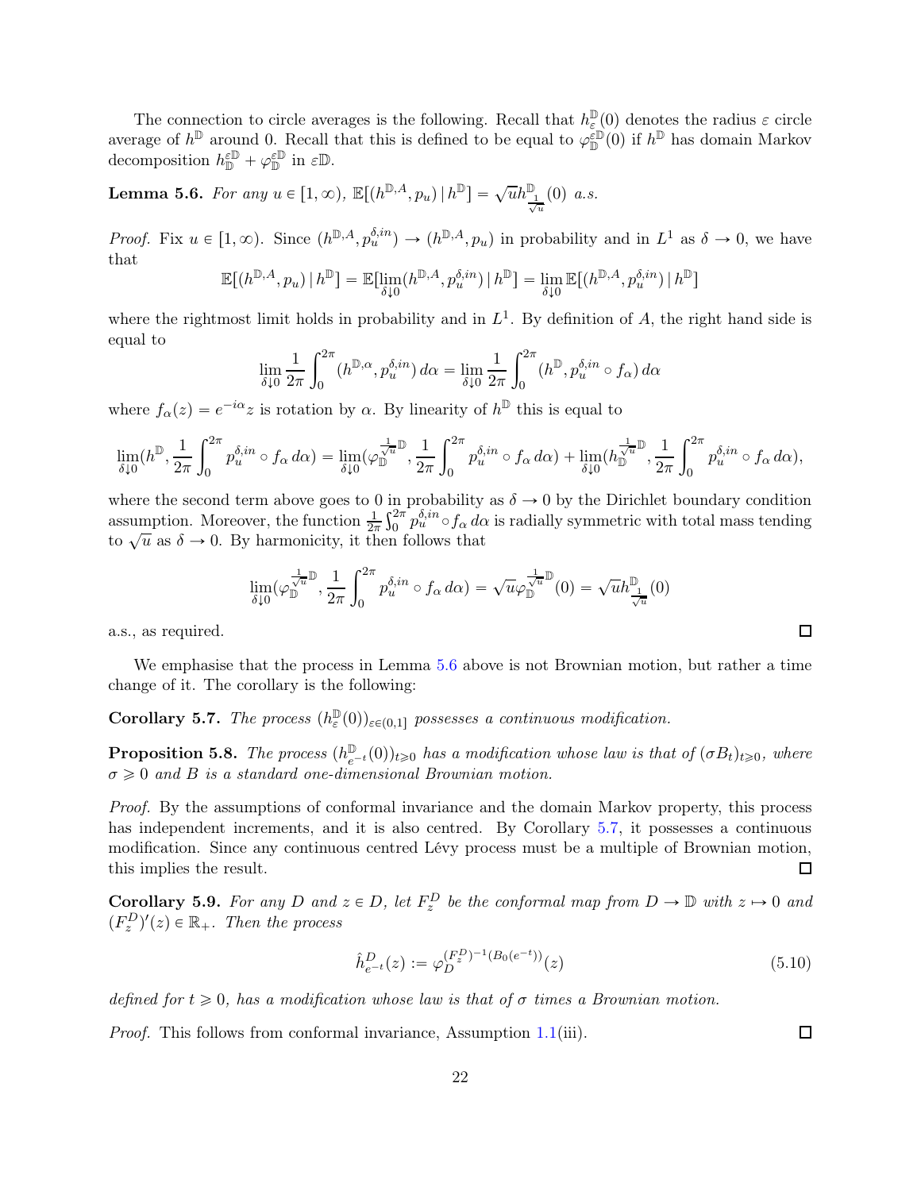The connection to circle averages is the following. Recall that $h^{\mathbb{D}}_\varepsilon(0)$ denotes the radius $\varepsilon$ circle average of $h^{\mathbb{D}}$ around 0. Recall that this is defined to be equal to $\varphi^{\varepsilon\mathbb{D}}_{\mathbb{D}}(0)$ if $h^{\mathbb{D}}$ has domain Markov decomposition $h^{\varepsilon\mathbb{D}}_{\mathbb{D}} + \varphi^{\varepsilon\mathbb{D}}_{\mathbb{D}}$ in $\varepsilon\mathbb{D}$.

**Lemma 5.6.** *For any $u \in [1, \infty)$, $\mathbb{E}[(h^{\mathbb{D},A}, p_u) \mid h^{\mathbb{D}}] = \sqrt{u} h^{\mathbb{D}}_{\frac{1}{\sqrt{u}}}(0)$ a.s.*

*Proof.* Fix $u \in [1, \infty)$. Since $(h^{\mathbb{D},A}, p^{\delta,in}_u) \to (h^{\mathbb{D},A}, p_u)$ in probability and in $L^1$ as $\delta \to 0$, we have that

$$\mathbb{E}[(h^{\mathbb{D},A}, p_u) \mid h^{\mathbb{D}}] = \mathbb{E}[\lim_{\delta \downarrow 0}(h^{\mathbb{D},A}, p^{\delta,in}_u) \mid h^{\mathbb{D}}] = \lim_{\delta \downarrow 0} \mathbb{E}[(h^{\mathbb{D},A}, p^{\delta,in}_u) \mid h^{\mathbb{D}}]$$

where the rightmost limit holds in probability and in $L^1$. By definition of $A$, the right hand side is equal to

$$\lim_{\delta \downarrow 0} \frac{1}{2\pi} \int_0^{2\pi} (h^{\mathbb{D},\alpha}, p^{\delta,in}_u)\, d\alpha = \lim_{\delta \downarrow 0} \frac{1}{2\pi} \int_0^{2\pi} (h^{\mathbb{D}}, p^{\delta,in}_u \circ f_\alpha)\, d\alpha$$

where $f_\alpha(z) = e^{-i\alpha} z$ is rotation by $\alpha$. By linearity of $h^{\mathbb{D}}$ this is equal to

$$\lim_{\delta \downarrow 0}(h^{\mathbb{D}}, \frac{1}{2\pi}\int_0^{2\pi} p^{\delta,in}_u \circ f_\alpha \, d\alpha) = \lim_{\delta \downarrow 0}(\varphi^{\frac{1}{\sqrt{u}}\mathbb{D}}_{\mathbb{D}}, \frac{1}{2\pi}\int_0^{2\pi} p^{\delta,in}_u \circ f_\alpha \, d\alpha) + \lim_{\delta \downarrow 0}(h^{\frac{1}{\sqrt{u}}\mathbb{D}}_{\mathbb{D}}, \frac{1}{2\pi}\int_0^{2\pi} p^{\delta,in}_u \circ f_\alpha \, d\alpha),$$

where the second term above goes to 0 in probability as $\delta \to 0$ by the Dirichlet boundary condition assumption. Moreover, the function $\frac{1}{2\pi}\int_0^{2\pi} p^{\delta,in}_u \circ f_\alpha \, d\alpha$ is radially symmetric with total mass tending to $\sqrt{u}$ as $\delta \to 0$. By harmonicity, it then follows that

$$\lim_{\delta \downarrow 0}(\varphi^{\frac{1}{\sqrt{u}}\mathbb{D}}_{\mathbb{D}}, \frac{1}{2\pi}\int_0^{2\pi} p^{\delta,in}_u \circ f_\alpha \, d\alpha) = \sqrt{u}\varphi^{\frac{1}{\sqrt{u}}\mathbb{D}}_{\mathbb{D}}(0) = \sqrt{u} h^{\mathbb{D}}_{\frac{1}{\sqrt{u}}}(0)$$

a.s., as required. ☐

We emphasise that the process in Lemma 5.6 above is not Brownian motion, but rather a time change of it. The corollary is the following:

**Corollary 5.7.** *The process $(h^{\mathbb{D}}_\varepsilon(0))_{\varepsilon \in (0,1]}$ possesses a continuous modification.*

**Proposition 5.8.** *The process $(h^{\mathbb{D}}_{e^{-t}}(0))_{t \geqslant 0}$ has a modification whose law is that of $(\sigma B_t)_{t \geqslant 0}$, where $\sigma \geqslant 0$ and $B$ is a standard one-dimensional Brownian motion.*

*Proof.* By the assumptions of conformal invariance and the domain Markov property, this process has independent increments, and it is also centred. By Corollary 5.7, it possesses a continuous modification. Since any continuous centred Lévy process must be a multiple of Brownian motion, this implies the result. ☐

**Corollary 5.9.** *For any $D$ and $z \in D$, let $F^D_z$ be the conformal map from $D \to \mathbb{D}$ with $z \mapsto 0$ and $(F^D_z)'(z) \in \mathbb{R}_+$. Then the process*

$$\hat{h}^D_{e^{-t}}(z) := \varphi_D^{(F^D_z)^{-1}(B_0(e^{-t}))}(z) \tag{5.10}$$

*defined for $t \geqslant 0$, has a modification whose law is that of $\sigma$ times a Brownian motion.*

*Proof.* This follows from conformal invariance, Assumption 1.1(iii). ☐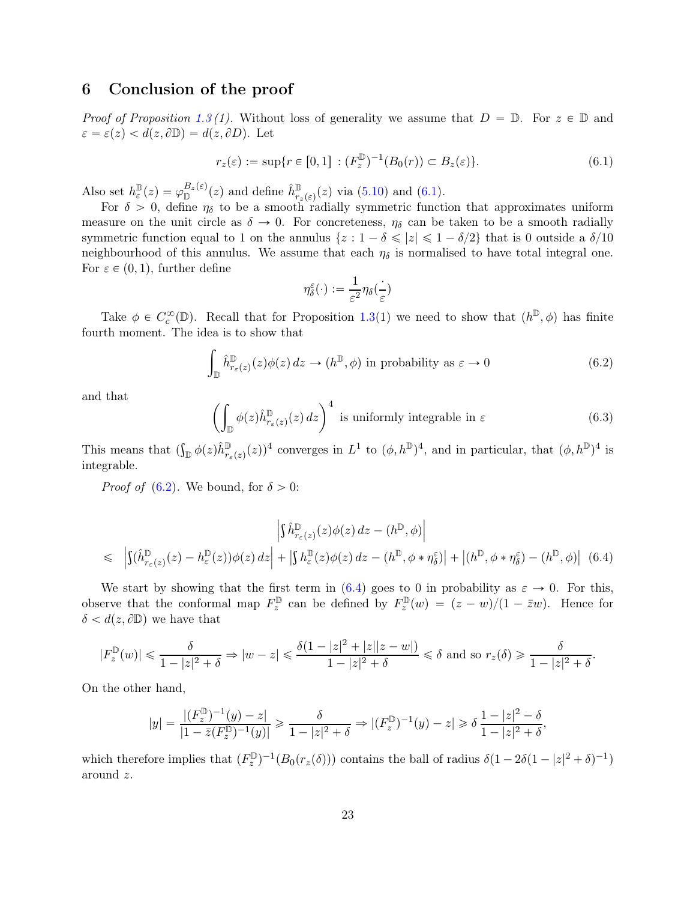## 6 Conclusion of the proof

*Proof of Proposition 1.3 (1).* Without loss of generality we assume that $D = \mathbb{D}$. For $z \in \mathbb{D}$ and $\varepsilon = \varepsilon(z) < d(z, \partial\mathbb{D}) = d(z, \partial D)$. Let

$$r_z(\varepsilon) := \sup\{r \in [0,1] : (F_z^{\mathbb{D}})^{-1}(B_0(r)) \subset B_z(\varepsilon)\}. \tag{6.1}$$

Also set $h_\varepsilon^{\mathbb{D}}(z) = \varphi_{\mathbb{D}}^{B_z(\varepsilon)}(z)$ and define $\hat{h}^{\mathbb{D}}_{r_z(\varepsilon)}(z)$ via (5.10) and (6.1).

For $\delta > 0$, define $\eta_\delta$ to be a smooth radially symmetric function that approximates uniform measure on the unit circle as $\delta \to 0$. For concreteness, $\eta_\delta$ can be taken to be a smooth radially symmetric function equal to 1 on the annulus $\{z : 1-\delta \leqslant |z| \leqslant 1 - \delta/2\}$ that is 0 outside a $\delta/10$ neighbourhood of this annulus. We assume that each $\eta_\delta$ is normalised to have total integral one. For $\varepsilon \in (0,1)$, further define

$$\eta_\delta^\varepsilon(\cdot) := \frac{1}{\varepsilon^2}\eta_\delta(\frac{\cdot}{\varepsilon})$$

Take $\phi \in C_c^\infty(\mathbb{D})$. Recall that for Proposition 1.3(1) we need to show that $(h^{\mathbb{D}}, \phi)$ has finite fourth moment. The idea is to show that

$$\int_{\mathbb{D}} \hat{h}^{\mathbb{D}}_{r_\varepsilon(z)}(z)\phi(z)\,dz \to (h^{\mathbb{D}}, \phi) \text{ in probability as } \varepsilon \to 0 \tag{6.2}$$

and that

$$\left(\int_{\mathbb{D}} \phi(z)\hat{h}^{\mathbb{D}}_{r_\varepsilon(z)}(z)\,dz\right)^4 \text{ is uniformly integrable in } \varepsilon \tag{6.3}$$

This means that $(\int_{\mathbb{D}} \phi(z)\hat{h}^{\mathbb{D}}_{r_\varepsilon(z)}(z))^4$ converges in $L^1$ to $(\phi, h^{\mathbb{D}})^4$, and in particular, that $(\phi, h^{\mathbb{D}})^4$ is integrable.

*Proof of* (6.2). We bound, for $\delta > 0$:

$$\begin{aligned} &\left|\int \hat{h}^{\mathbb{D}}_{r_\varepsilon(z)}(z)\phi(z)\,dz - (h^{\mathbb{D}}, \phi)\right| \\ \leqslant\ &\left|\int (\hat{h}^{\mathbb{D}}_{r_\varepsilon(z)}(z) - h^{\mathbb{D}}_\varepsilon(z))\phi(z)\,dz\right| + \left|\int h^{\mathbb{D}}_\varepsilon(z)\phi(z)\,dz - (h^{\mathbb{D}}, \phi * \eta^\varepsilon_\delta)\right| + \left|(h^{\mathbb{D}}, \phi * \eta^\varepsilon_\delta) - (h^{\mathbb{D}}, \phi)\right| \end{aligned} \tag{6.4}$$

We start by showing that the first term in (6.4) goes to 0 in probability as $\varepsilon \to 0$. For this, observe that the conformal map $F_z^{\mathbb{D}}$ can be defined by $F_z^{\mathbb{D}}(w) = (z-w)/(1-\bar{z}w)$. Hence for $\delta < d(z, \partial\mathbb{D})$ we have that

$$|F_z^{\mathbb{D}}(w)| \leqslant \frac{\delta}{1-|z|^2+\delta} \Rightarrow |w-z| \leqslant \frac{\delta(1-|z|^2+|z||z-w|)}{1-|z|^2+\delta} \leqslant \delta \text{ and so } r_z(\delta) \geqslant \frac{\delta}{1-|z|^2+\delta}.$$

On the other hand,

$$|y| = \frac{|(F_z^{\mathbb{D}})^{-1}(y) - z|}{|1-\bar{z}(F_z^{\mathbb{D}})^{-1}(y)|} \geqslant \frac{\delta}{1-|z|^2+\delta} \Rightarrow |(F_z^{\mathbb{D}})^{-1}(y) - z| \geqslant \delta\,\frac{1-|z|^2-\delta}{1-|z|^2+\delta},$$

which therefore implies that $(F_z^{\mathbb{D}})^{-1}(B_0(r_z(\delta)))$ contains the ball of radius $\delta(1-2\delta(1-|z|^2+\delta)^{-1})$ around $z$.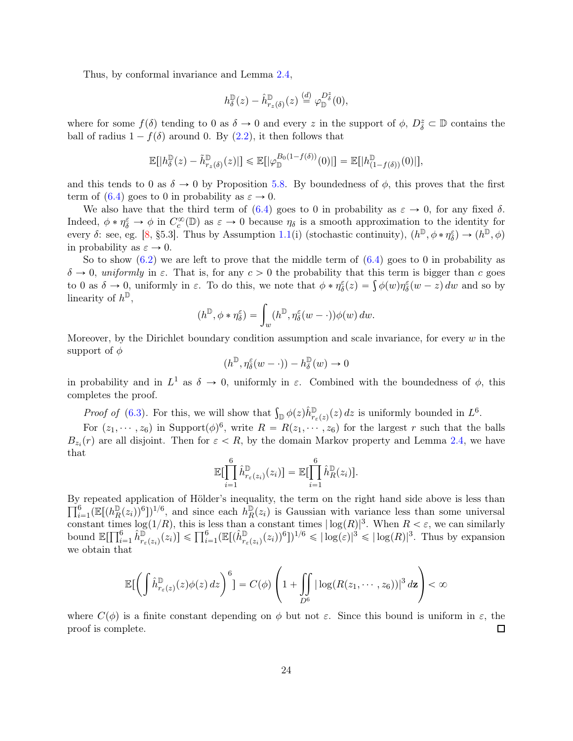Thus, by conformal invariance and Lemma 2.4,

$$h_\delta^{\mathbb{D}}(z) - \hat{h}_{r_z(\delta)}^{\mathbb{D}}(z) \overset{(d)}{=} \varphi_{\mathbb{D}}^{D_\delta^z}(0),$$

where for some $f(\delta)$ tending to 0 as $\delta \to 0$ and every $z$ in the support of $\phi$, $D_\delta^z \subset \mathbb{D}$ contains the ball of radius $1 - f(\delta)$ around 0. By (2.2), it then follows that

$$\mathbb{E}[|h_\delta^{\mathbb{D}}(z) - \tilde{h}_{r_z(\delta)}^{\mathbb{D}}(z)|] \leqslant \mathbb{E}[|\varphi_{\mathbb{D}}^{B_0(1-f(\delta))}(0)|] = \mathbb{E}[|h_{(1-f(\delta))}^{\mathbb{D}}(0)|],$$

and this tends to 0 as $\delta \to 0$ by Proposition 5.8. By boundedness of $\phi$, this proves that the first term of (6.4) goes to 0 in probability as $\varepsilon \to 0$.

We also have that the third term of (6.4) goes to 0 in probability as $\varepsilon \to 0$, for any fixed $\delta$. Indeed, $\phi * \eta_\delta^\varepsilon \to \phi$ in $C_c^\infty(\mathbb{D})$ as $\varepsilon \to 0$ because $\eta_\delta$ is a smooth approximation to the identity for every $\delta$: see, eg. [8, §5.3]. Thus by Assumption 1.1(i) (stochastic continuity), $(h^{\mathbb{D}}, \phi * \eta_\delta^\varepsilon) \to (h^{\mathbb{D}}, \phi)$ in probability as $\varepsilon \to 0$.

So to show (6.2) we are left to prove that the middle term of (6.4) goes to 0 in probability as $\delta \to 0$, *uniformly* in $\varepsilon$. That is, for any $c > 0$ the probability that this term is bigger than $c$ goes to 0 as $\delta \to 0$, uniformly in $\varepsilon$. To do this, we note that $\phi * \eta_\delta^\varepsilon(z) = \int \phi(w)\eta_\delta^\varepsilon(w-z)\,dw$ and so by linearity of $h^{\mathbb{D}}$,

$$(h^{\mathbb{D}}, \phi * \eta_\delta^\varepsilon) = \int_w (h^{\mathbb{D}}, \eta_\delta^\varepsilon(w - \cdot))\phi(w)\,dw.$$

Moreover, by the Dirichlet boundary condition assumption and scale invariance, for every $w$ in the support of $\phi$

$$(h^{\mathbb{D}}, \eta_\delta^\varepsilon(w - \cdot)) - h_\delta^{\mathbb{D}}(w) \to 0$$

in probability and in $L^1$ as $\delta \to 0$, uniformly in $\varepsilon$. Combined with the boundedness of $\phi$, this completes the proof.

*Proof of* (6.3). For this, we will show that $\int_{\mathbb{D}} \phi(z)\hat{h}_{r_\varepsilon(z)}^{\mathbb{D}}(z)\,dz$ is uniformly bounded in $L^6$.

For $(z_1, \cdots, z_6)$ in Support$(\phi)^6$, write $R = R(z_1, \cdots, z_6)$ for the largest $r$ such that the balls $B_{z_i}(r)$ are all disjoint. Then for $\varepsilon < R$, by the domain Markov property and Lemma 2.4, we have that

$$\mathbb{E}[\prod_{i=1}^6 \hat{h}_{r_\varepsilon(z_i)}^{\mathbb{D}}(z_i)] = \mathbb{E}[\prod_{i=1}^6 \hat{h}_R^{\mathbb{D}}(z_i)].$$

By repeated application of Hölder's inequality, the term on the right hand side above is less than $\prod_{i=1}^6(\mathbb{E}[(h_R^{\mathbb{D}}(z_i))^6])^{1/6}$, and since each $h_R^{\mathbb{D}}(z_i)$ is Gaussian with variance less than some universal constant times $\log(1/R)$, this is less than a constant times $|\log(R)|^3$. When $R < \varepsilon$, we can similarly bound $\mathbb{E}[\prod_{i=1}^6 \hat{h}_{r_\varepsilon(z_i)}^{\mathbb{D}}(z_i)] \leqslant \prod_{i=1}^6(\mathbb{E}[(\hat{h}_{r_\varepsilon(z_i)}^{\mathbb{D}}(z_i))^6])^{1/6} \leqslant |\log(\varepsilon)|^3 \leqslant |\log(R)|^3$. Thus by expansion we obtain that

$$\mathbb{E}[\left(\int \hat{h}_{r_\varepsilon(z)}^{\mathbb{D}}(z)\phi(z)\,dz\right)^6] = C(\phi)\left(1 + \iint\limits_{D^6} |\log(R(z_1, \cdots, z_6))|^3\,d\mathbf{z}\right) < \infty$$

where $C(\phi)$ is a finite constant depending on $\phi$ but not $\varepsilon$. Since this bound is uniform in $\varepsilon$, the proof is complete. ☐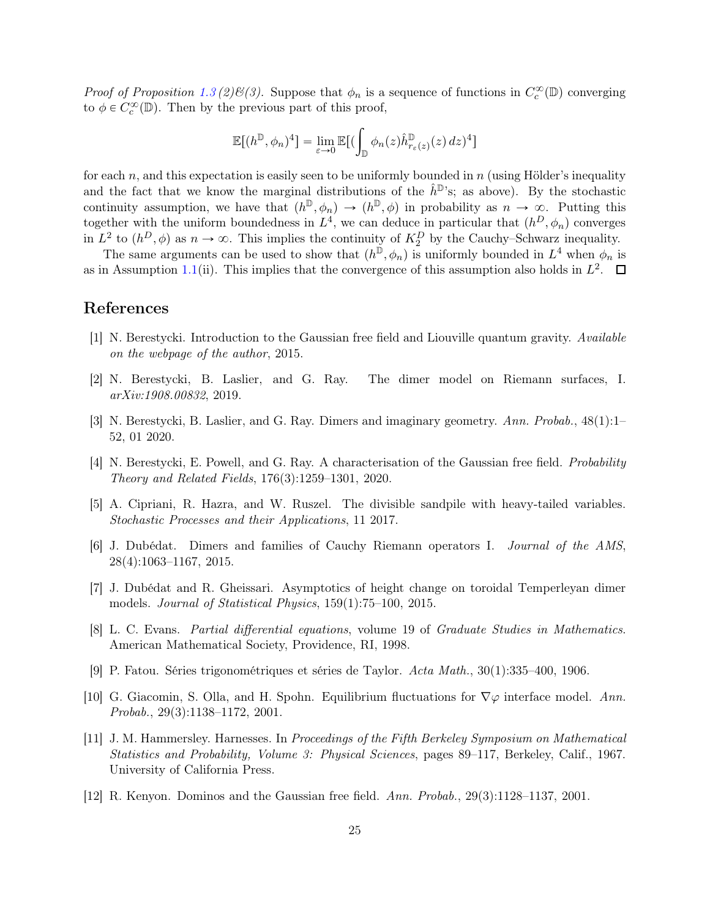*Proof of Proposition 1.3 (2)&(3).* Suppose that $\phi_n$ is a sequence of functions in $C_c^\infty(\mathbb{D})$ converging to $\phi \in C_c^\infty(\mathbb{D})$. Then by the previous part of this proof,

$$\mathbb{E}[(h^{\mathbb{D}}, \phi_n)^4] = \lim_{\varepsilon \to 0} \mathbb{E}[(\int_{\mathbb{D}} \phi_n(z) \hat{h}^{\mathbb{D}}_{r_\varepsilon(z)}(z)\, dz)^4]$$

for each $n$, and this expectation is easily seen to be uniformly bounded in $n$ (using Hölder's inequality and the fact that we know the marginal distributions of the $\hat{h}^{\mathbb{D}}$'s; as above). By the stochastic continuity assumption, we have that $(h^{\mathbb{D}}, \phi_n) \to (h^{\mathbb{D}}, \phi)$ in probability as $n \to \infty$. Putting this together with the uniform boundedness in $L^4$, we can deduce in particular that $(h^D, \phi_n)$ converges in $L^2$ to $(h^D, \phi)$ as $n \to \infty$. This implies the continuity of $K_2^D$ by the Cauchy–Schwarz inequality.

The same arguments can be used to show that $(h^{\mathbb{D}}, \phi_n)$ is uniformly bounded in $L^4$ when $\phi_n$ is as in Assumption 1.1(ii). This implies that the convergence of this assumption also holds in $L^2$. ☐

# References

[1] N. Berestycki. Introduction to the Gaussian free field and Liouville quantum gravity. *Available on the webpage of the author*, 2015.

[2] N. Berestycki, B. Laslier, and G. Ray. The dimer model on Riemann surfaces, I. *arXiv:1908.00832*, 2019.

[3] N. Berestycki, B. Laslier, and G. Ray. Dimers and imaginary geometry. *Ann. Probab.*, 48(1):1–52, 01 2020.

[4] N. Berestycki, E. Powell, and G. Ray. A characterisation of the Gaussian free field. *Probability Theory and Related Fields*, 176(3):1259–1301, 2020.

[5] A. Cipriani, R. Hazra, and W. Ruszel. The divisible sandpile with heavy-tailed variables. *Stochastic Processes and their Applications*, 11 2017.

[6] J. Dubédat. Dimers and families of Cauchy Riemann operators I. *Journal of the AMS*, 28(4):1063–1167, 2015.

[7] J. Dubédat and R. Gheissari. Asymptotics of height change on toroidal Temperleyan dimer models. *Journal of Statistical Physics*, 159(1):75–100, 2015.

[8] L. C. Evans. *Partial differential equations*, volume 19 of *Graduate Studies in Mathematics*. American Mathematical Society, Providence, RI, 1998.

[9] P. Fatou. Séries trigonométriques et séries de Taylor. *Acta Math.*, 30(1):335–400, 1906.

[10] G. Giacomin, S. Olla, and H. Spohn. Equilibrium fluctuations for $\nabla\varphi$ interface model. *Ann. Probab.*, 29(3):1138–1172, 2001.

[11] J. M. Hammersley. Harnesses. In *Proceedings of the Fifth Berkeley Symposium on Mathematical Statistics and Probability, Volume 3: Physical Sciences*, pages 89–117, Berkeley, Calif., 1967. University of California Press.

[12] R. Kenyon. Dominos and the Gaussian free field. *Ann. Probab.*, 29(3):1128–1137, 2001.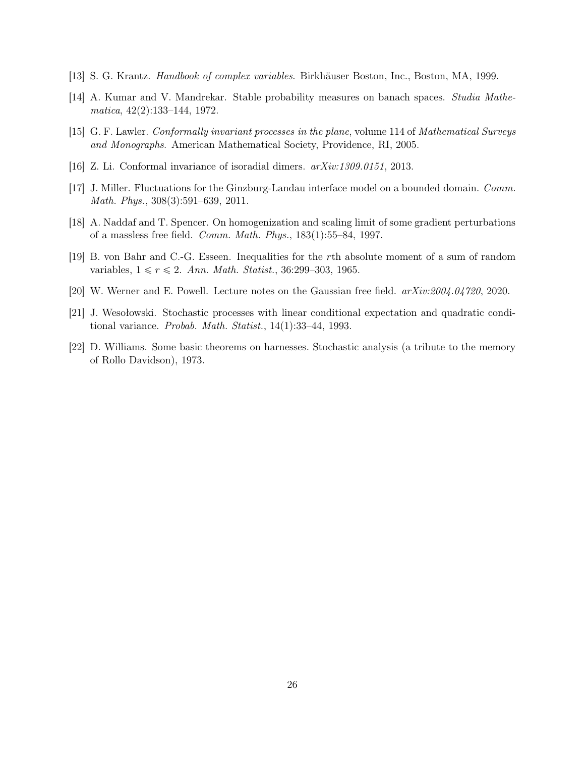[13] S. G. Krantz. *Handbook of complex variables.* Birkhäuser Boston, Inc., Boston, MA, 1999.

[14] A. Kumar and V. Mandrekar. Stable probability measures on banach spaces. *Studia Mathematica*, 42(2):133–144, 1972.

[15] G. F. Lawler. *Conformally invariant processes in the plane*, volume 114 of *Mathematical Surveys and Monographs*. American Mathematical Society, Providence, RI, 2005.

[16] Z. Li. Conformal invariance of isoradial dimers. *arXiv:1309.0151*, 2013.

[17] J. Miller. Fluctuations for the Ginzburg-Landau interface model on a bounded domain. *Comm. Math. Phys.*, 308(3):591–639, 2011.

[18] A. Naddaf and T. Spencer. On homogenization and scaling limit of some gradient perturbations of a massless free field. *Comm. Math. Phys.*, 183(1):55–84, 1997.

[19] B. von Bahr and C.-G. Esseen. Inequalities for the $r$th absolute moment of a sum of random variables, $1 \leqslant r \leqslant 2$. *Ann. Math. Statist.*, 36:299–303, 1965.

[20] W. Werner and E. Powell. Lecture notes on the Gaussian free field. *arXiv:2004.04720*, 2020.

[21] J. Wesołowski. Stochastic processes with linear conditional expectation and quadratic conditional variance. *Probab. Math. Statist.*, 14(1):33–44, 1993.

[22] D. Williams. Some basic theorems on harnesses. Stochastic analysis (a tribute to the memory of Rollo Davidson), 1973.